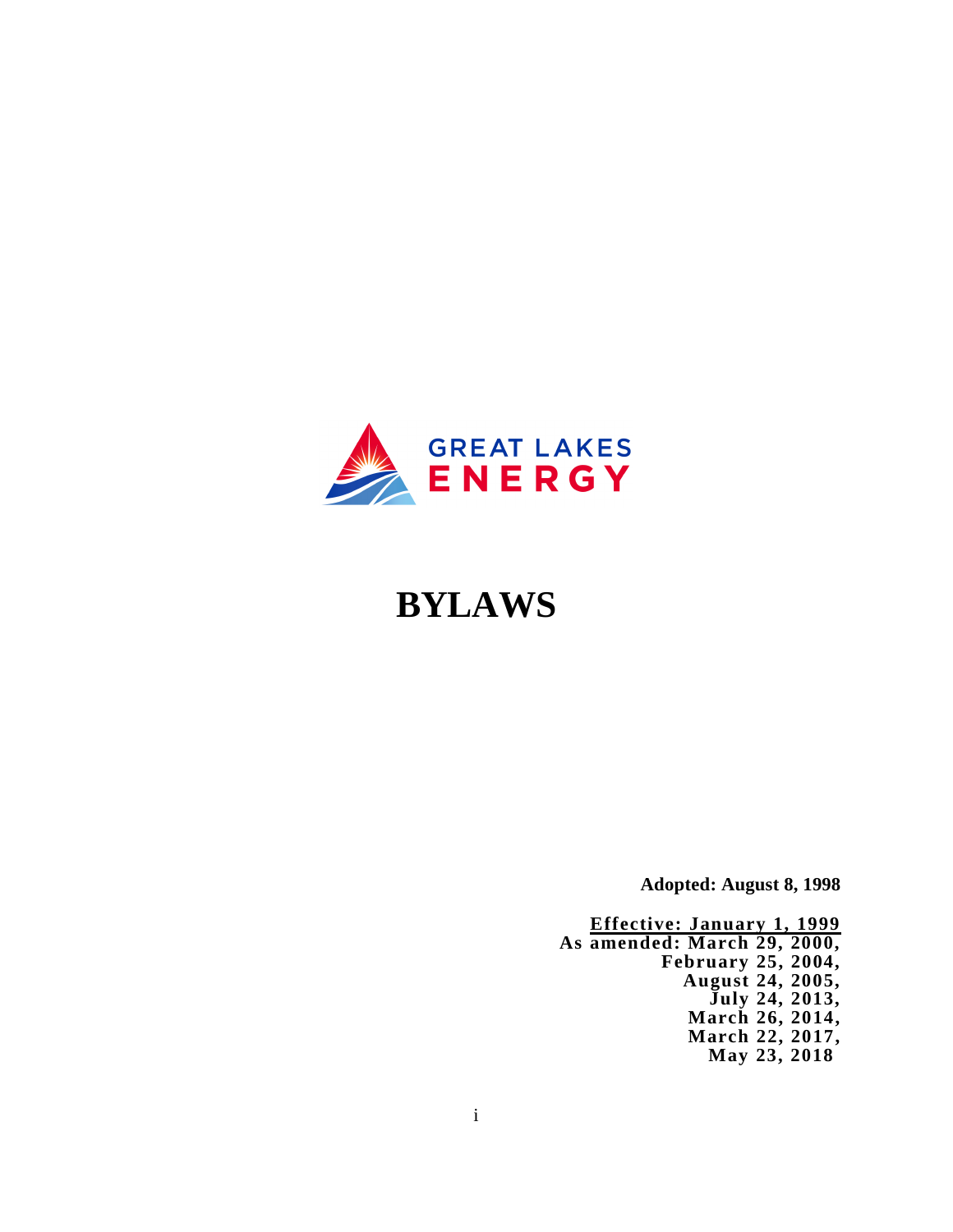GREAT LAKES ENERGY

# BYLAWS

**Adopted: August 8, 1998**

**Effective: January 1, 1999**
**As amended: March 29, 2000,**
**February 25, 2004,**
**August 24, 2005,**
**July 24, 2013,**
**March 26, 2014,**
**March 22, 2017,**
**May 23, 2018**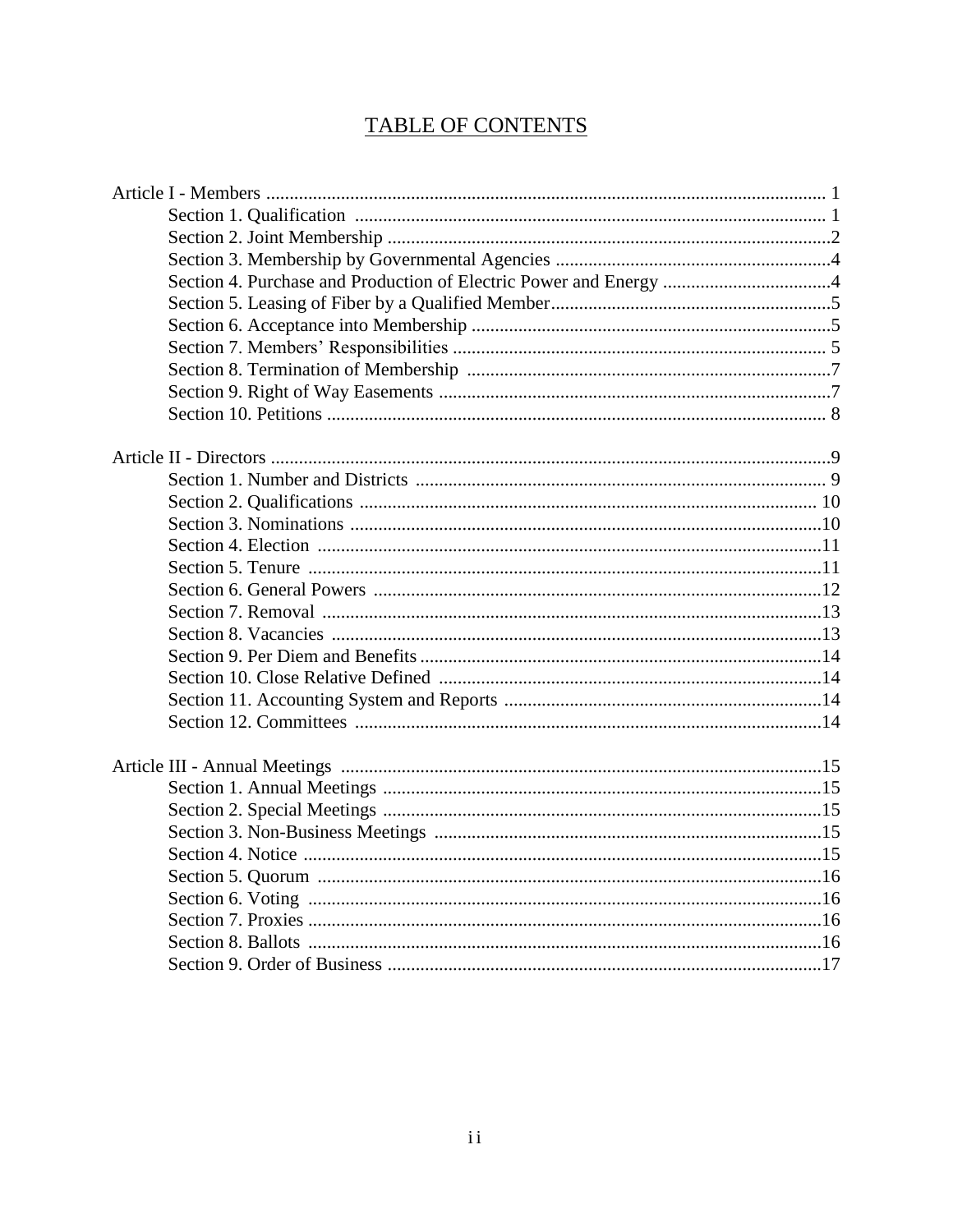# TABLE OF CONTENTS

Article I - Members ........................................................................................................ 1
- Section 1. Qualification ..................................................................................... 1
- Section 2. Joint Membership ...............................................................................2
- Section 3. Membership by Governmental Agencies ............................................4
- Section 4. Purchase and Production of Electric Power and Energy .....................4
- Section 5. Leasing of Fiber by a Qualified Member.............................................5
- Section 6. Acceptance into Membership ..............................................................5
- Section 7. Members' Responsibilities ................................................................. 5
- Section 8. Termination of Membership ..............................................................7
- Section 9. Right of Way Easements ....................................................................7
- Section 10. Petitions ........................................................................................... 8

Article II - Directors ........................................................................................................9
- Section 1. Number and Districts ......................................................................... 9
- Section 2. Qualifications .................................................................................. 10
- Section 3. Nominations .....................................................................................10
- Section 4. Election .............................................................................................11
- Section 5. Tenure ...............................................................................................11
- Section 6. General Powers .................................................................................12
- Section 7. Removal ............................................................................................13
- Section 8. Vacancies ..........................................................................................13
- Section 9. Per Diem and Benefits.......................................................................14
- Section 10. Close Relative Defined ...................................................................14
- Section 11. Accounting System and Reports .....................................................14
- Section 12. Committees .....................................................................................14

Article III - Annual Meetings ........................................................................................15
- Section 1. Annual Meetings ...............................................................................15
- Section 2. Special Meetings ...............................................................................15
- Section 3. Non-Business Meetings ....................................................................15
- Section 4. Notice ................................................................................................15
- Section 5. Quorum .............................................................................................16
- Section 6. Voting ...............................................................................................16
- Section 7. Proxies ..............................................................................................16
- Section 8. Ballots ...............................................................................................16
- Section 9. Order of Business .............................................................................17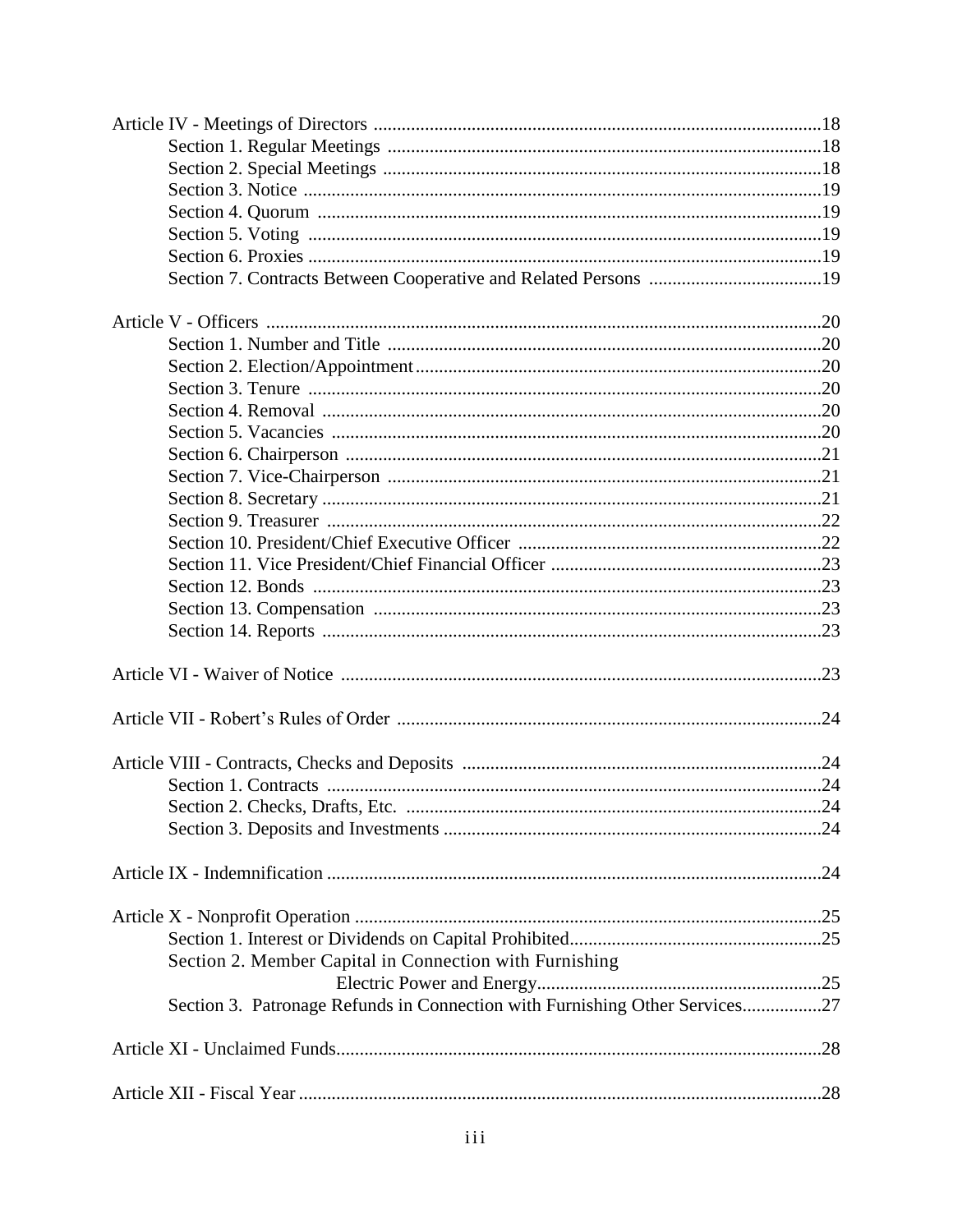Article IV - Meetings of Directors ............................................................................................18
- Section 1. Regular Meetings ............................................................................................18
- Section 2. Special Meetings .............................................................................................18
- Section 3. Notice ..............................................................................................................19
- Section 4. Quorum ...........................................................................................................19
- Section 5. Voting .............................................................................................................19
- Section 6. Proxies .............................................................................................................19
- Section 7. Contracts Between Cooperative and Related Persons .....................................19

Article V - Officers .....................................................................................................................20
- Section 1. Number and Title ............................................................................................20
- Section 2. Election/Appointment......................................................................................20
- Section 3. Tenure .............................................................................................................20
- Section 4. Removal ..........................................................................................................20
- Section 5. Vacancies ........................................................................................................20
- Section 6. Chairperson .....................................................................................................21
- Section 7. Vice-Chairperson ............................................................................................21
- Section 8. Secretary ..........................................................................................................21
- Section 9. Treasurer .........................................................................................................22
- Section 10. President/Chief Executive Officer ................................................................22
- Section 11. Vice President/Chief Financial Officer .........................................................23
- Section 12. Bonds ............................................................................................................23
- Section 13. Compensation ...............................................................................................23
- Section 14. Reports ..........................................................................................................23

Article VI - Waiver of Notice ......................................................................................................23

Article VII - Robert's Rules of Order ..........................................................................................24

Article VIII - Contracts, Checks and Deposits ............................................................................24
- Section 1. Contracts .........................................................................................................24
- Section 2. Checks, Drafts, Etc. ........................................................................................24
- Section 3. Deposits and Investments ................................................................................24

Article IX - Indemnification .........................................................................................................24

Article X - Nonprofit Operation ...................................................................................................25
- Section 1. Interest or Dividends on Capital Prohibited......................................................25
- Section 2. Member Capital in Connection with Furnishing Electric Power and Energy............................................................25
- Section 3. Patronage Refunds in Connection with Furnishing Other Services.................27

Article XI - Unclaimed Funds.......................................................................................................28

Article XII - Fiscal Year ...............................................................................................................28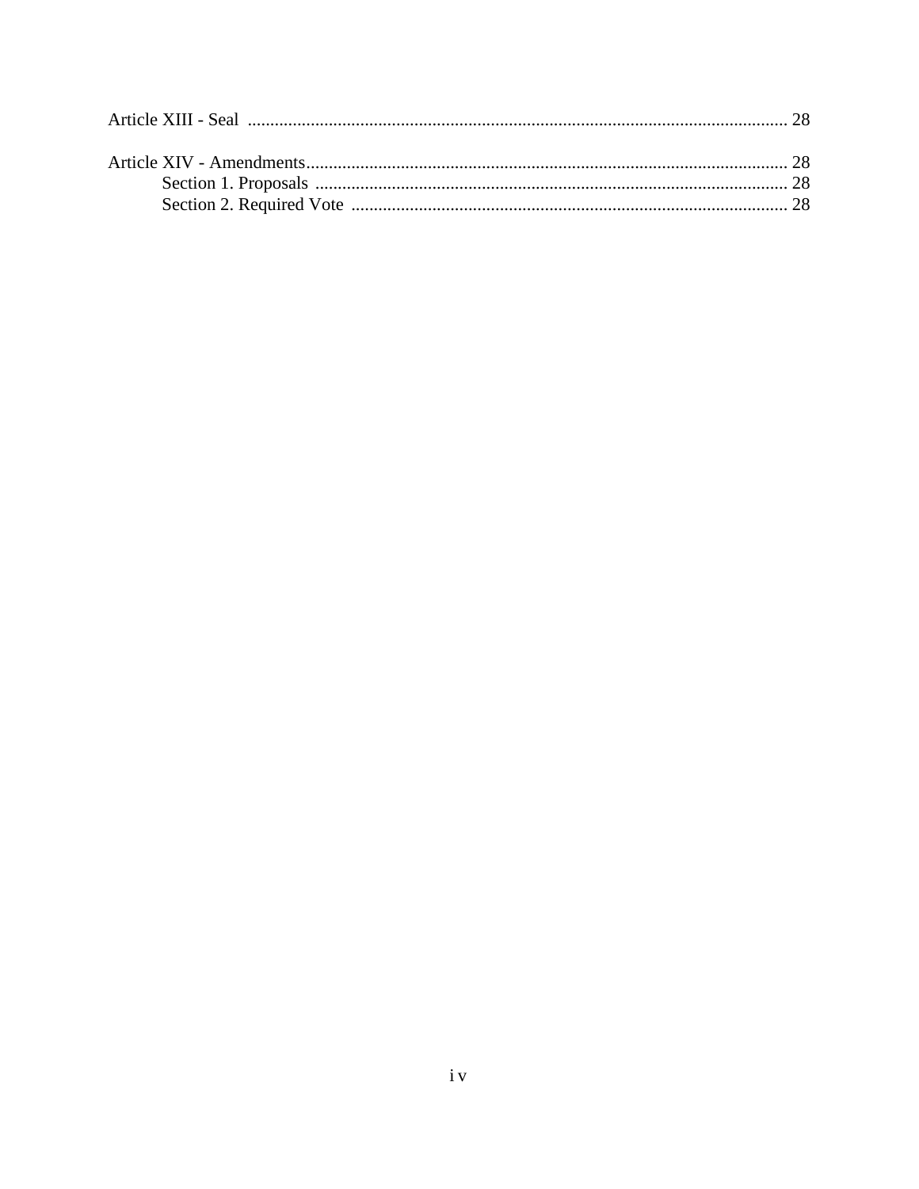Article XIII - Seal ........................................................................................................ 28

Article XIV - Amendments........................................................................................................ 28
  Section 1. Proposals ........................................................................................................ 28
  Section 2. Required Vote ................................................................................................ 28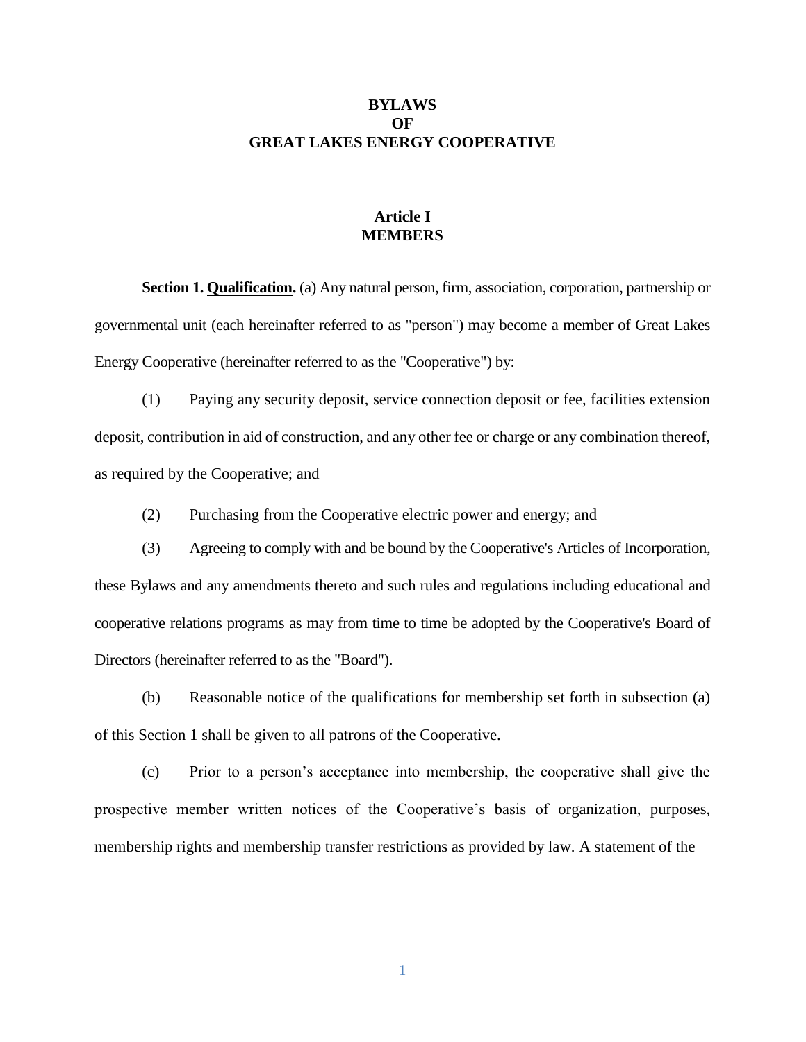# BYLAWS
# OF
# GREAT LAKES ENERGY COOPERATIVE

## Article I
## MEMBERS

**Section 1. <u>Qualification</u>.** (a) Any natural person, firm, association, corporation, partnership or governmental unit (each hereinafter referred to as "person") may become a member of Great Lakes Energy Cooperative (hereinafter referred to as the "Cooperative") by:

(1) Paying any security deposit, service connection deposit or fee, facilities extension deposit, contribution in aid of construction, and any other fee or charge or any combination thereof, as required by the Cooperative; and

(2) Purchasing from the Cooperative electric power and energy; and

(3) Agreeing to comply with and be bound by the Cooperative's Articles of Incorporation, these Bylaws and any amendments thereto and such rules and regulations including educational and cooperative relations programs as may from time to time be adopted by the Cooperative's Board of Directors (hereinafter referred to as the "Board").

(b) Reasonable notice of the qualifications for membership set forth in subsection (a) of this Section 1 shall be given to all patrons of the Cooperative.

(c) Prior to a person's acceptance into membership, the cooperative shall give the prospective member written notices of the Cooperative's basis of organization, purposes, membership rights and membership transfer restrictions as provided by law. A statement of the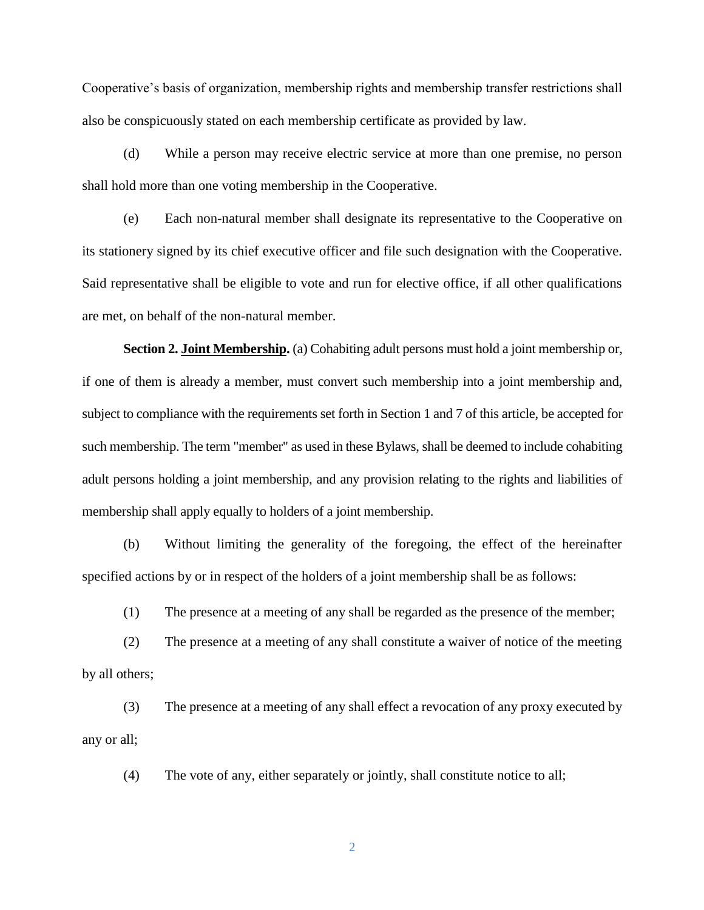Cooperative's basis of organization, membership rights and membership transfer restrictions shall also be conspicuously stated on each membership certificate as provided by law.

(d) While a person may receive electric service at more than one premise, no person shall hold more than one voting membership in the Cooperative.

(e) Each non-natural member shall designate its representative to the Cooperative on its stationery signed by its chief executive officer and file such designation with the Cooperative. Said representative shall be eligible to vote and run for elective office, if all other qualifications are met, on behalf of the non-natural member.

**Section 2. Joint Membership.** (a) Cohabiting adult persons must hold a joint membership or, if one of them is already a member, must convert such membership into a joint membership and, subject to compliance with the requirements set forth in Section 1 and 7 of this article, be accepted for such membership. The term "member" as used in these Bylaws, shall be deemed to include cohabiting adult persons holding a joint membership, and any provision relating to the rights and liabilities of membership shall apply equally to holders of a joint membership.

(b) Without limiting the generality of the foregoing, the effect of the hereinafter specified actions by or in respect of the holders of a joint membership shall be as follows:

(1) The presence at a meeting of any shall be regarded as the presence of the member;

(2) The presence at a meeting of any shall constitute a waiver of notice of the meeting by all others;

(3) The presence at a meeting of any shall effect a revocation of any proxy executed by any or all;

(4) The vote of any, either separately or jointly, shall constitute notice to all;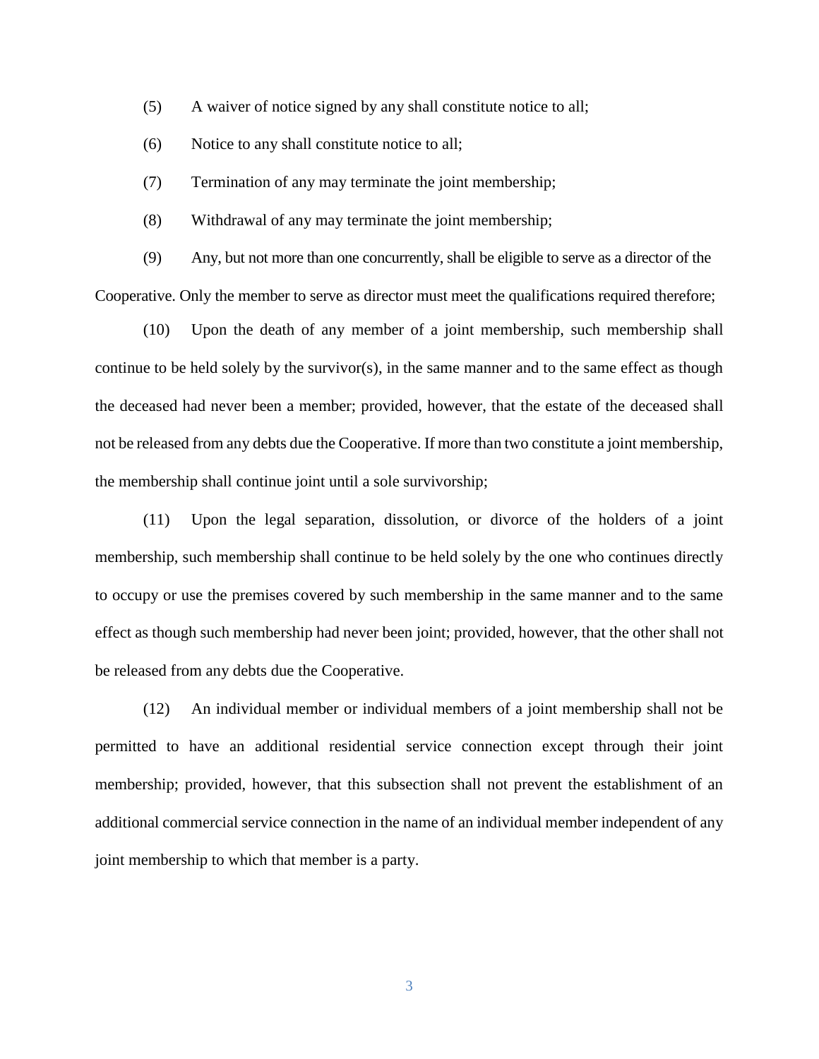(5) A waiver of notice signed by any shall constitute notice to all;

(6) Notice to any shall constitute notice to all;

(7) Termination of any may terminate the joint membership;

(8) Withdrawal of any may terminate the joint membership;

(9) Any, but not more than one concurrently, shall be eligible to serve as a director of the Cooperative. Only the member to serve as director must meet the qualifications required therefore;

(10) Upon the death of any member of a joint membership, such membership shall continue to be held solely by the survivor(s), in the same manner and to the same effect as though the deceased had never been a member; provided, however, that the estate of the deceased shall not be released from any debts due the Cooperative. If more than two constitute a joint membership, the membership shall continue joint until a sole survivorship;

(11) Upon the legal separation, dissolution, or divorce of the holders of a joint membership, such membership shall continue to be held solely by the one who continues directly to occupy or use the premises covered by such membership in the same manner and to the same effect as though such membership had never been joint; provided, however, that the other shall not be released from any debts due the Cooperative.

(12) An individual member or individual members of a joint membership shall not be permitted to have an additional residential service connection except through their joint membership; provided, however, that this subsection shall not prevent the establishment of an additional commercial service connection in the name of an individual member independent of any joint membership to which that member is a party.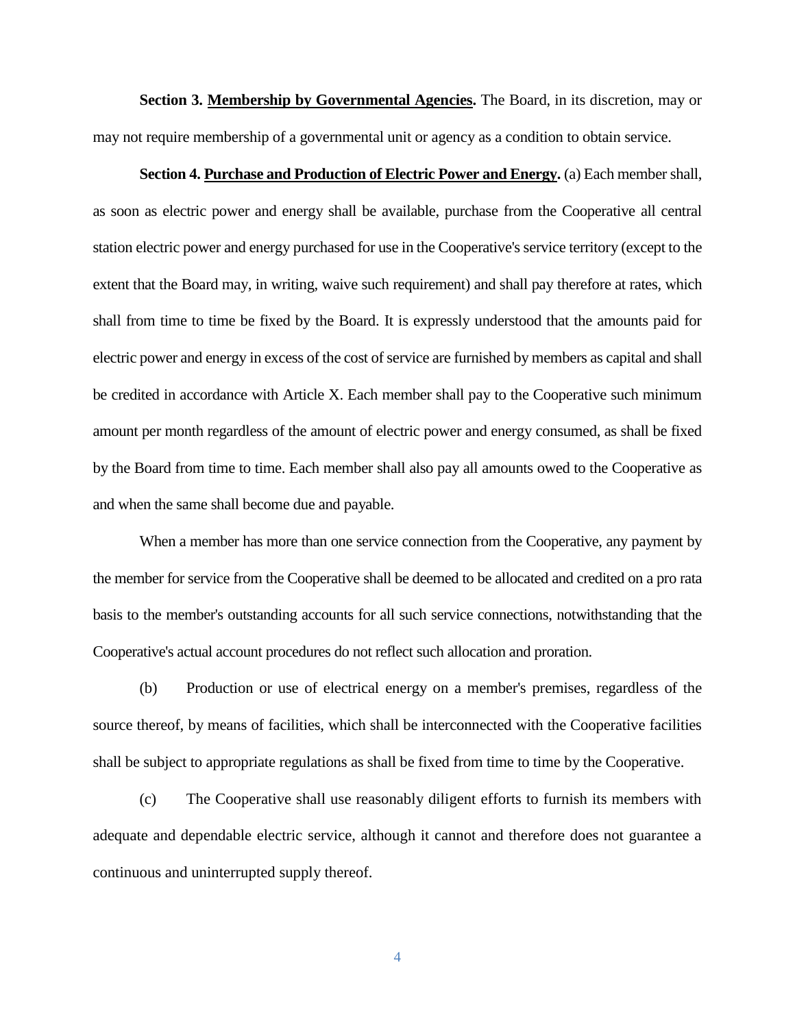**Section 3. <u>Membership by Governmental Agencies</u>.** The Board, in its discretion, may or may not require membership of a governmental unit or agency as a condition to obtain service.

**Section 4. <u>Purchase and Production of Electric Power and Energy</u>.** (a) Each member shall, as soon as electric power and energy shall be available, purchase from the Cooperative all central station electric power and energy purchased for use in the Cooperative's service territory (except to the extent that the Board may, in writing, waive such requirement) and shall pay therefore at rates, which shall from time to time be fixed by the Board. It is expressly understood that the amounts paid for electric power and energy in excess of the cost of service are furnished by members as capital and shall be credited in accordance with Article X. Each member shall pay to the Cooperative such minimum amount per month regardless of the amount of electric power and energy consumed, as shall be fixed by the Board from time to time. Each member shall also pay all amounts owed to the Cooperative as and when the same shall become due and payable.

When a member has more than one service connection from the Cooperative, any payment by the member for service from the Cooperative shall be deemed to be allocated and credited on a pro rata basis to the member's outstanding accounts for all such service connections, notwithstanding that the Cooperative's actual account procedures do not reflect such allocation and proration.

(b) Production or use of electrical energy on a member's premises, regardless of the source thereof, by means of facilities, which shall be interconnected with the Cooperative facilities shall be subject to appropriate regulations as shall be fixed from time to time by the Cooperative.

(c) The Cooperative shall use reasonably diligent efforts to furnish its members with adequate and dependable electric service, although it cannot and therefore does not guarantee a continuous and uninterrupted supply thereof.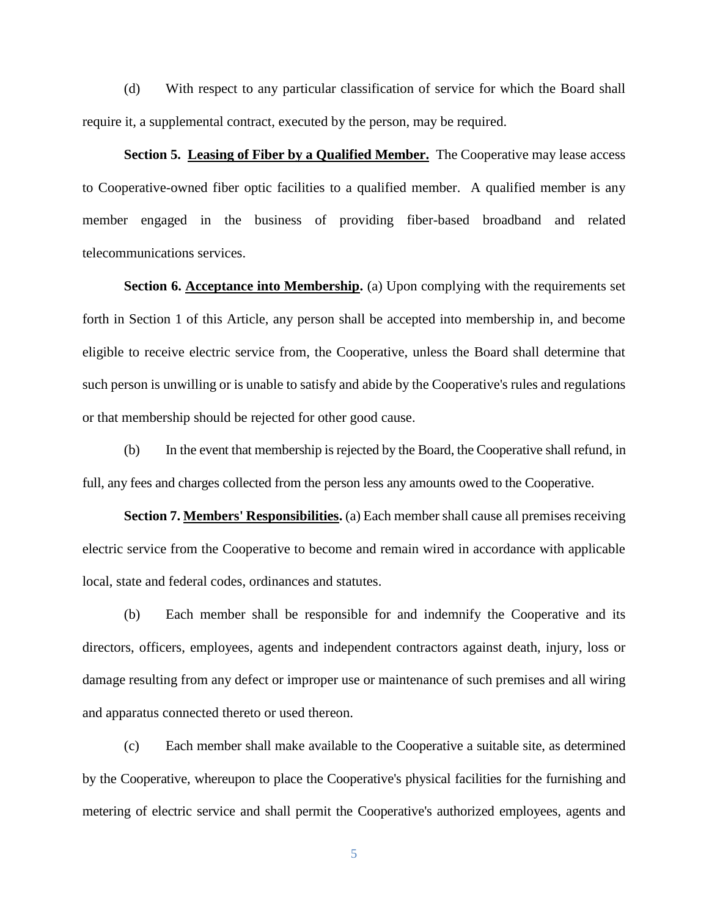(d) With respect to any particular classification of service for which the Board shall require it, a supplemental contract, executed by the person, may be required.

**Section 5. Leasing of Fiber by a Qualified Member.** The Cooperative may lease access to Cooperative-owned fiber optic facilities to a qualified member. A qualified member is any member engaged in the business of providing fiber-based broadband and related telecommunications services.

**Section 6. Acceptance into Membership.** (a) Upon complying with the requirements set forth in Section 1 of this Article, any person shall be accepted into membership in, and become eligible to receive electric service from, the Cooperative, unless the Board shall determine that such person is unwilling or is unable to satisfy and abide by the Cooperative's rules and regulations or that membership should be rejected for other good cause.

(b) In the event that membership is rejected by the Board, the Cooperative shall refund, in full, any fees and charges collected from the person less any amounts owed to the Cooperative.

**Section 7. Members' Responsibilities.** (a) Each member shall cause all premises receiving electric service from the Cooperative to become and remain wired in accordance with applicable local, state and federal codes, ordinances and statutes.

(b) Each member shall be responsible for and indemnify the Cooperative and its directors, officers, employees, agents and independent contractors against death, injury, loss or damage resulting from any defect or improper use or maintenance of such premises and all wiring and apparatus connected thereto or used thereon.

(c) Each member shall make available to the Cooperative a suitable site, as determined by the Cooperative, whereupon to place the Cooperative's physical facilities for the furnishing and metering of electric service and shall permit the Cooperative's authorized employees, agents and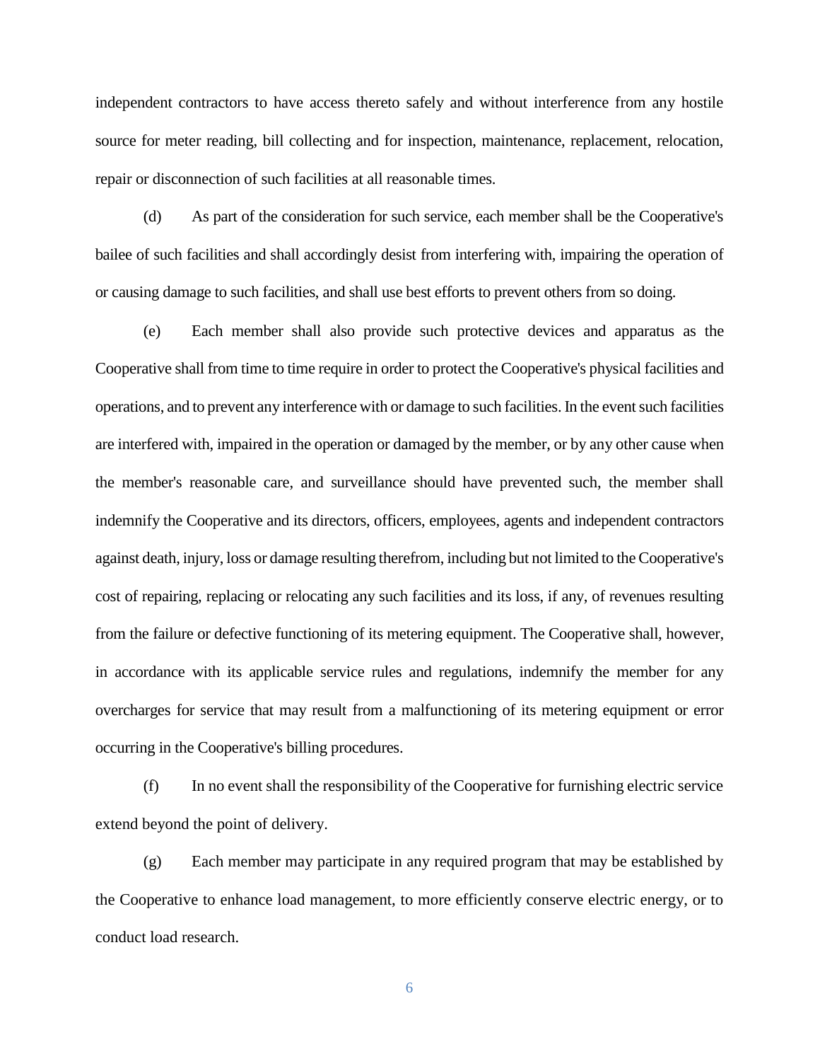independent contractors to have access thereto safely and without interference from any hostile source for meter reading, bill collecting and for inspection, maintenance, replacement, relocation, repair or disconnection of such facilities at all reasonable times.

(d) As part of the consideration for such service, each member shall be the Cooperative's bailee of such facilities and shall accordingly desist from interfering with, impairing the operation of or causing damage to such facilities, and shall use best efforts to prevent others from so doing.

(e) Each member shall also provide such protective devices and apparatus as the Cooperative shall from time to time require in order to protect the Cooperative's physical facilities and operations, and to prevent any interference with or damage to such facilities. In the event such facilities are interfered with, impaired in the operation or damaged by the member, or by any other cause when the member's reasonable care, and surveillance should have prevented such, the member shall indemnify the Cooperative and its directors, officers, employees, agents and independent contractors against death, injury, loss or damage resulting therefrom, including but not limited to the Cooperative's cost of repairing, replacing or relocating any such facilities and its loss, if any, of revenues resulting from the failure or defective functioning of its metering equipment. The Cooperative shall, however, in accordance with its applicable service rules and regulations, indemnify the member for any overcharges for service that may result from a malfunctioning of its metering equipment or error occurring in the Cooperative's billing procedures.

(f) In no event shall the responsibility of the Cooperative for furnishing electric service extend beyond the point of delivery.

(g) Each member may participate in any required program that may be established by the Cooperative to enhance load management, to more efficiently conserve electric energy, or to conduct load research.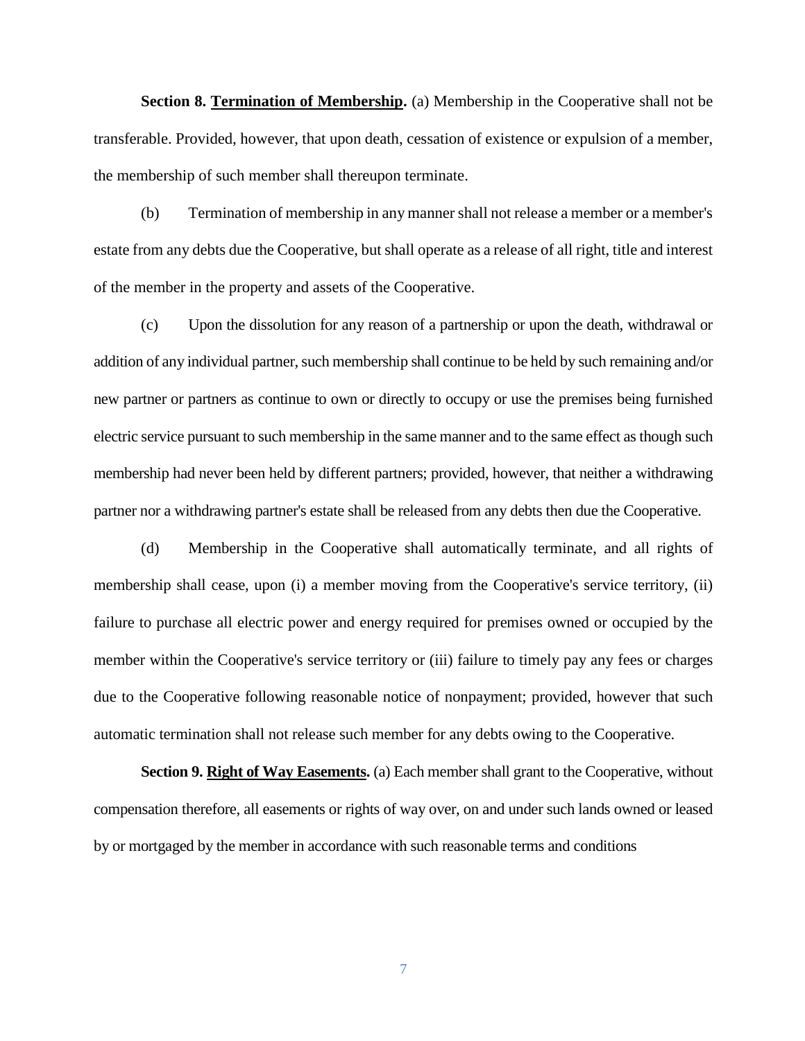**Section 8. Termination of Membership.** (a) Membership in the Cooperative shall not be transferable. Provided, however, that upon death, cessation of existence or expulsion of a member, the membership of such member shall thereupon terminate.

(b) Termination of membership in any manner shall not release a member or a member's estate from any debts due the Cooperative, but shall operate as a release of all right, title and interest of the member in the property and assets of the Cooperative.

(c) Upon the dissolution for any reason of a partnership or upon the death, withdrawal or addition of any individual partner, such membership shall continue to be held by such remaining and/or new partner or partners as continue to own or directly to occupy or use the premises being furnished electric service pursuant to such membership in the same manner and to the same effect as though such membership had never been held by different partners; provided, however, that neither a withdrawing partner nor a withdrawing partner's estate shall be released from any debts then due the Cooperative.

(d) Membership in the Cooperative shall automatically terminate, and all rights of membership shall cease, upon (i) a member moving from the Cooperative's service territory, (ii) failure to purchase all electric power and energy required for premises owned or occupied by the member within the Cooperative's service territory or (iii) failure to timely pay any fees or charges due to the Cooperative following reasonable notice of nonpayment; provided, however that such automatic termination shall not release such member for any debts owing to the Cooperative.

**Section 9. Right of Way Easements.** (a) Each member shall grant to the Cooperative, without compensation therefore, all easements or rights of way over, on and under such lands owned or leased by or mortgaged by the member in accordance with such reasonable terms and conditions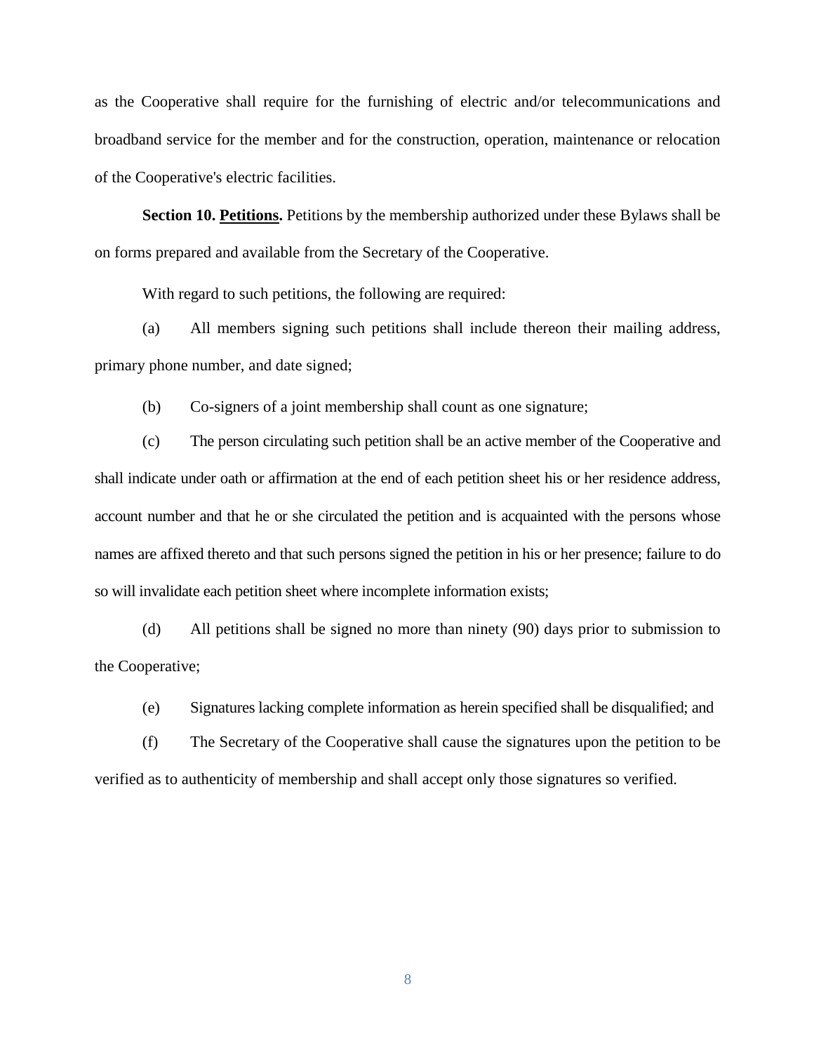as the Cooperative shall require for the furnishing of electric and/or telecommunications and broadband service for the member and for the construction, operation, maintenance or relocation of the Cooperative's electric facilities.

**Section 10. <u>Petitions</u>.** Petitions by the membership authorized under these Bylaws shall be on forms prepared and available from the Secretary of the Cooperative.

With regard to such petitions, the following are required:

(a) All members signing such petitions shall include thereon their mailing address, primary phone number, and date signed;

(b) Co-signers of a joint membership shall count as one signature;

(c) The person circulating such petition shall be an active member of the Cooperative and shall indicate under oath or affirmation at the end of each petition sheet his or her residence address, account number and that he or she circulated the petition and is acquainted with the persons whose names are affixed thereto and that such persons signed the petition in his or her presence; failure to do so will invalidate each petition sheet where incomplete information exists;

(d) All petitions shall be signed no more than ninety (90) days prior to submission to the Cooperative;

(e) Signatures lacking complete information as herein specified shall be disqualified; and

(f) The Secretary of the Cooperative shall cause the signatures upon the petition to be verified as to authenticity of membership and shall accept only those signatures so verified.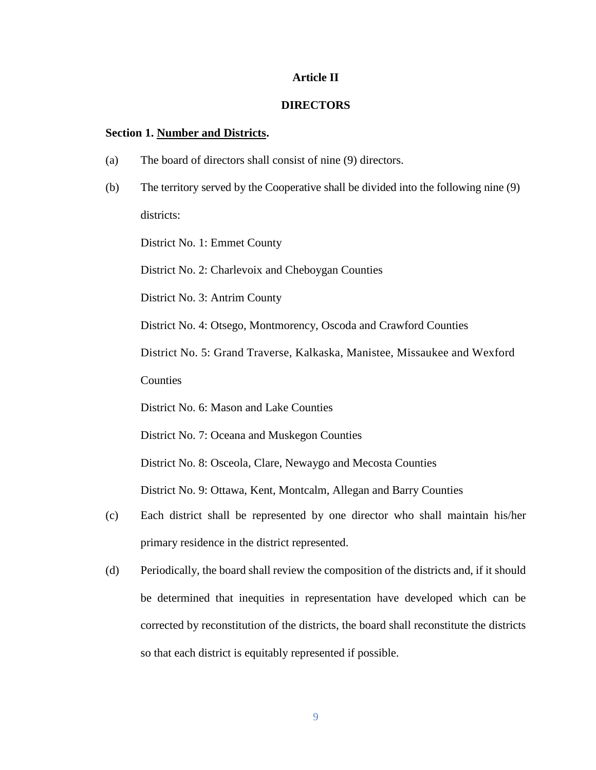## Article II

## DIRECTORS

**Section 1. <u>Number and Districts</u>.**

(a) The board of directors shall consist of nine (9) directors.

(b) The territory served by the Cooperative shall be divided into the following nine (9) districts:

District No. 1: Emmet County

District No. 2: Charlevoix and Cheboygan Counties

District No. 3: Antrim County

District No. 4: Otsego, Montmorency, Oscoda and Crawford Counties

District No. 5: Grand Traverse, Kalkaska, Manistee, Missaukee and Wexford Counties

District No. 6: Mason and Lake Counties

District No. 7: Oceana and Muskegon Counties

District No. 8: Osceola, Clare, Newaygo and Mecosta Counties

District No. 9: Ottawa, Kent, Montcalm, Allegan and Barry Counties

(c) Each district shall be represented by one director who shall maintain his/her primary residence in the district represented.

(d) Periodically, the board shall review the composition of the districts and, if it should be determined that inequities in representation have developed which can be corrected by reconstitution of the districts, the board shall reconstitute the districts so that each district is equitably represented if possible.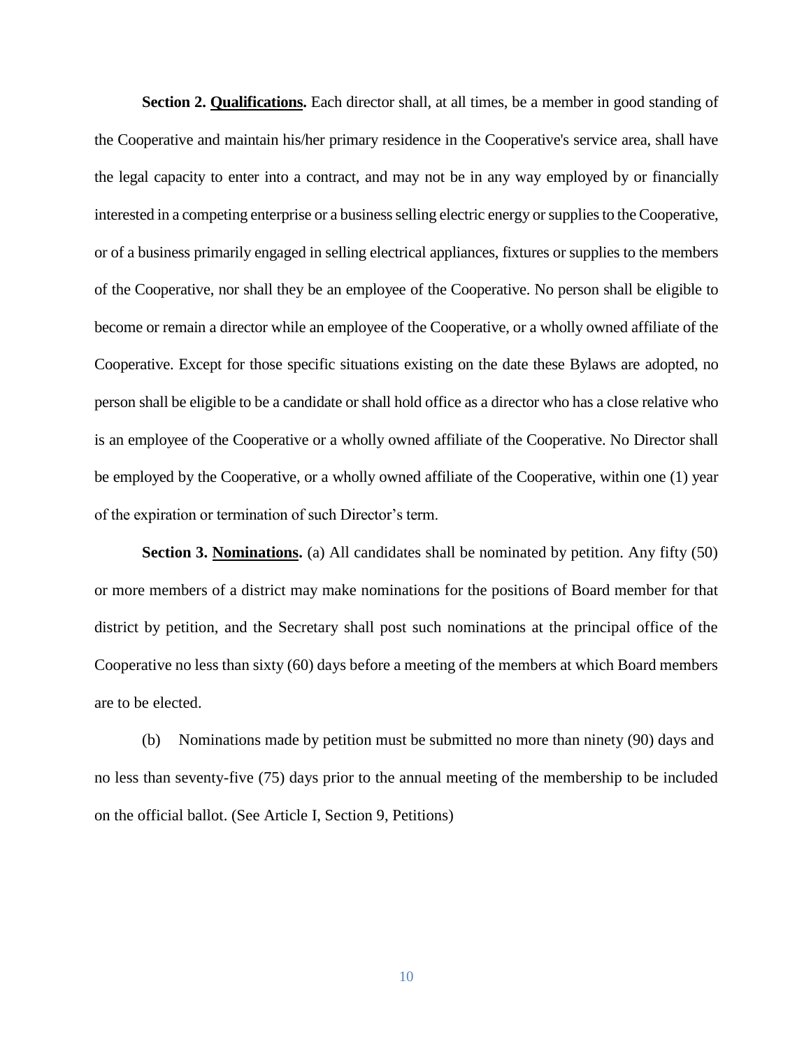**Section 2. <u>Qualifications</u>.** Each director shall, at all times, be a member in good standing of the Cooperative and maintain his/her primary residence in the Cooperative's service area, shall have the legal capacity to enter into a contract, and may not be in any way employed by or financially interested in a competing enterprise or a business selling electric energy or supplies to the Cooperative, or of a business primarily engaged in selling electrical appliances, fixtures or supplies to the members of the Cooperative, nor shall they be an employee of the Cooperative. No person shall be eligible to become or remain a director while an employee of the Cooperative, or a wholly owned affiliate of the Cooperative. Except for those specific situations existing on the date these Bylaws are adopted, no person shall be eligible to be a candidate or shall hold office as a director who has a close relative who is an employee of the Cooperative or a wholly owned affiliate of the Cooperative. No Director shall be employed by the Cooperative, or a wholly owned affiliate of the Cooperative, within one (1) year of the expiration or termination of such Director's term.

**Section 3. <u>Nominations</u>.** (a) All candidates shall be nominated by petition. Any fifty (50) or more members of a district may make nominations for the positions of Board member for that district by petition, and the Secretary shall post such nominations at the principal office of the Cooperative no less than sixty (60) days before a meeting of the members at which Board members are to be elected.

(b) Nominations made by petition must be submitted no more than ninety (90) days and no less than seventy-five (75) days prior to the annual meeting of the membership to be included on the official ballot. (See Article I, Section 9, Petitions)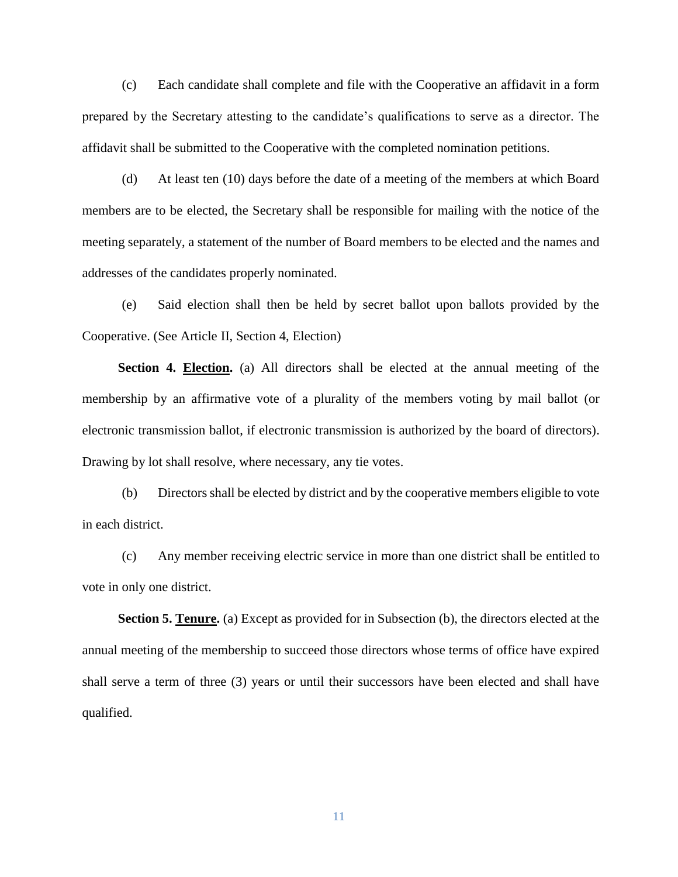(c) Each candidate shall complete and file with the Cooperative an affidavit in a form prepared by the Secretary attesting to the candidate's qualifications to serve as a director. The affidavit shall be submitted to the Cooperative with the completed nomination petitions.

(d) At least ten (10) days before the date of a meeting of the members at which Board members are to be elected, the Secretary shall be responsible for mailing with the notice of the meeting separately, a statement of the number of Board members to be elected and the names and addresses of the candidates properly nominated.

(e) Said election shall then be held by secret ballot upon ballots provided by the Cooperative. (See Article II, Section 4, Election)

**Section 4. <u>Election</u>.** (a) All directors shall be elected at the annual meeting of the membership by an affirmative vote of a plurality of the members voting by mail ballot (or electronic transmission ballot, if electronic transmission is authorized by the board of directors). Drawing by lot shall resolve, where necessary, any tie votes.

(b) Directors shall be elected by district and by the cooperative members eligible to vote in each district.

(c) Any member receiving electric service in more than one district shall be entitled to vote in only one district.

**Section 5. <u>Tenure</u>.** (a) Except as provided for in Subsection (b), the directors elected at the annual meeting of the membership to succeed those directors whose terms of office have expired shall serve a term of three (3) years or until their successors have been elected and shall have qualified.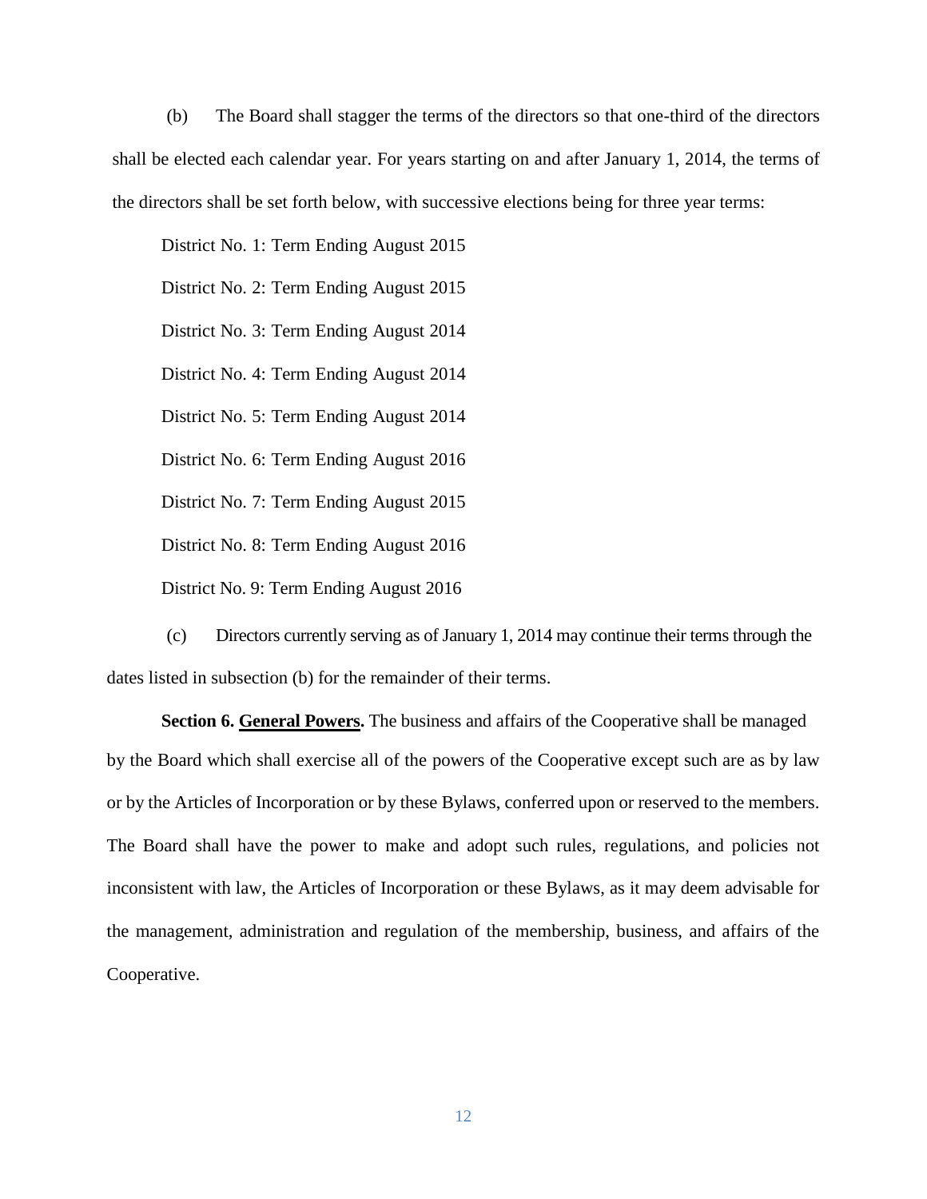(b) The Board shall stagger the terms of the directors so that one-third of the directors shall be elected each calendar year. For years starting on and after January 1, 2014, the terms of the directors shall be set forth below, with successive elections being for three year terms:

District No. 1: Term Ending August 2015

District No. 2: Term Ending August 2015

District No. 3: Term Ending August 2014

District No. 4: Term Ending August 2014

District No. 5: Term Ending August 2014

District No. 6: Term Ending August 2016

District No. 7: Term Ending August 2015

District No. 8: Term Ending August 2016

District No. 9: Term Ending August 2016

(c) Directors currently serving as of January 1, 2014 may continue their terms through the dates listed in subsection (b) for the remainder of their terms.

**Section 6. General Powers.** The business and affairs of the Cooperative shall be managed by the Board which shall exercise all of the powers of the Cooperative except such are as by law or by the Articles of Incorporation or by these Bylaws, conferred upon or reserved to the members. The Board shall have the power to make and adopt such rules, regulations, and policies not inconsistent with law, the Articles of Incorporation or these Bylaws, as it may deem advisable for the management, administration and regulation of the membership, business, and affairs of the Cooperative.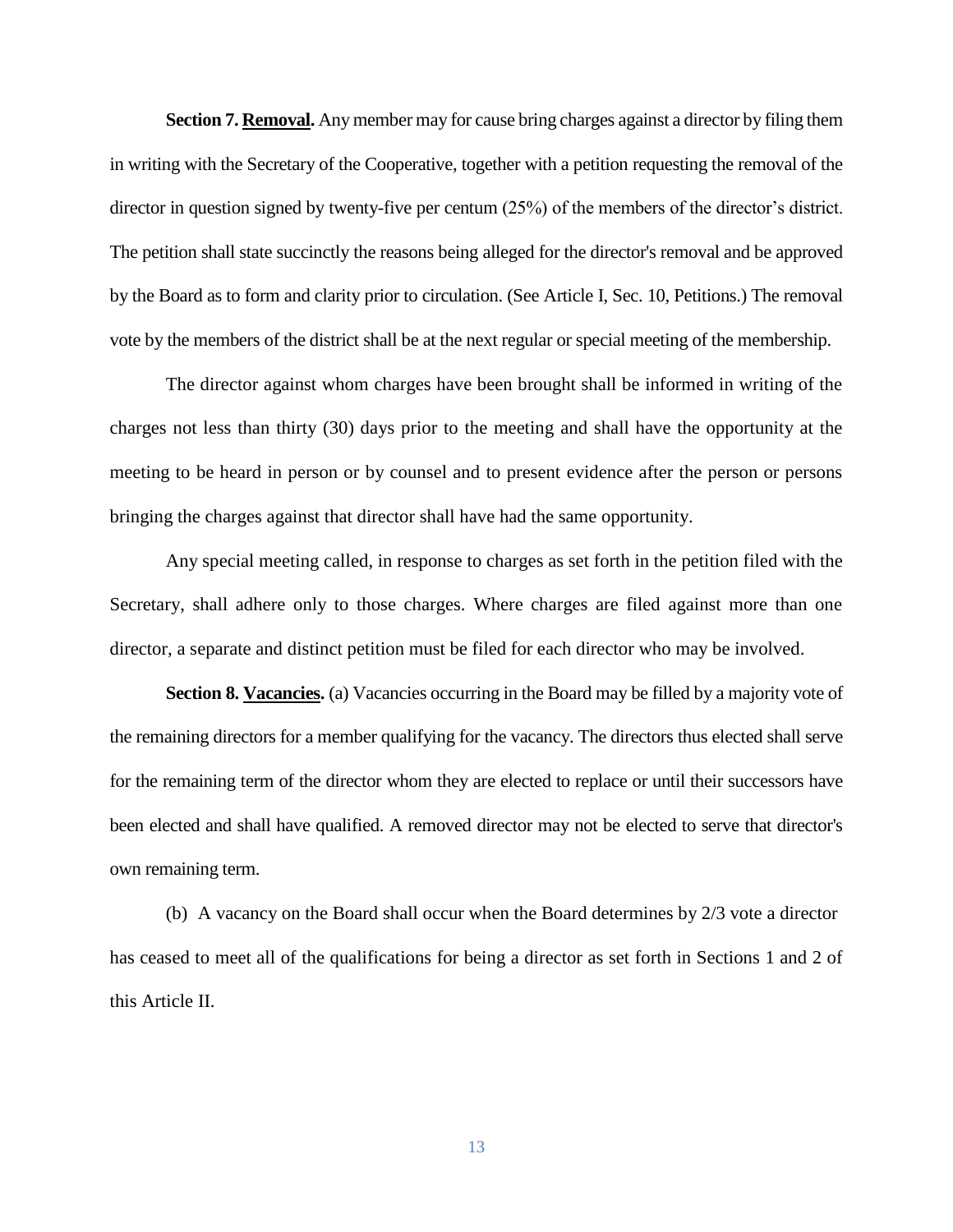**Section 7. Removal.** Any member may for cause bring charges against a director by filing them in writing with the Secretary of the Cooperative, together with a petition requesting the removal of the director in question signed by twenty-five per centum (25%) of the members of the director's district. The petition shall state succinctly the reasons being alleged for the director's removal and be approved by the Board as to form and clarity prior to circulation. (See Article I, Sec. 10, Petitions.) The removal vote by the members of the district shall be at the next regular or special meeting of the membership.

The director against whom charges have been brought shall be informed in writing of the charges not less than thirty (30) days prior to the meeting and shall have the opportunity at the meeting to be heard in person or by counsel and to present evidence after the person or persons bringing the charges against that director shall have had the same opportunity.

Any special meeting called, in response to charges as set forth in the petition filed with the Secretary, shall adhere only to those charges. Where charges are filed against more than one director, a separate and distinct petition must be filed for each director who may be involved.

**Section 8. Vacancies.** (a) Vacancies occurring in the Board may be filled by a majority vote of the remaining directors for a member qualifying for the vacancy. The directors thus elected shall serve for the remaining term of the director whom they are elected to replace or until their successors have been elected and shall have qualified. A removed director may not be elected to serve that director's own remaining term.

(b) A vacancy on the Board shall occur when the Board determines by 2/3 vote a director has ceased to meet all of the qualifications for being a director as set forth in Sections 1 and 2 of this Article II.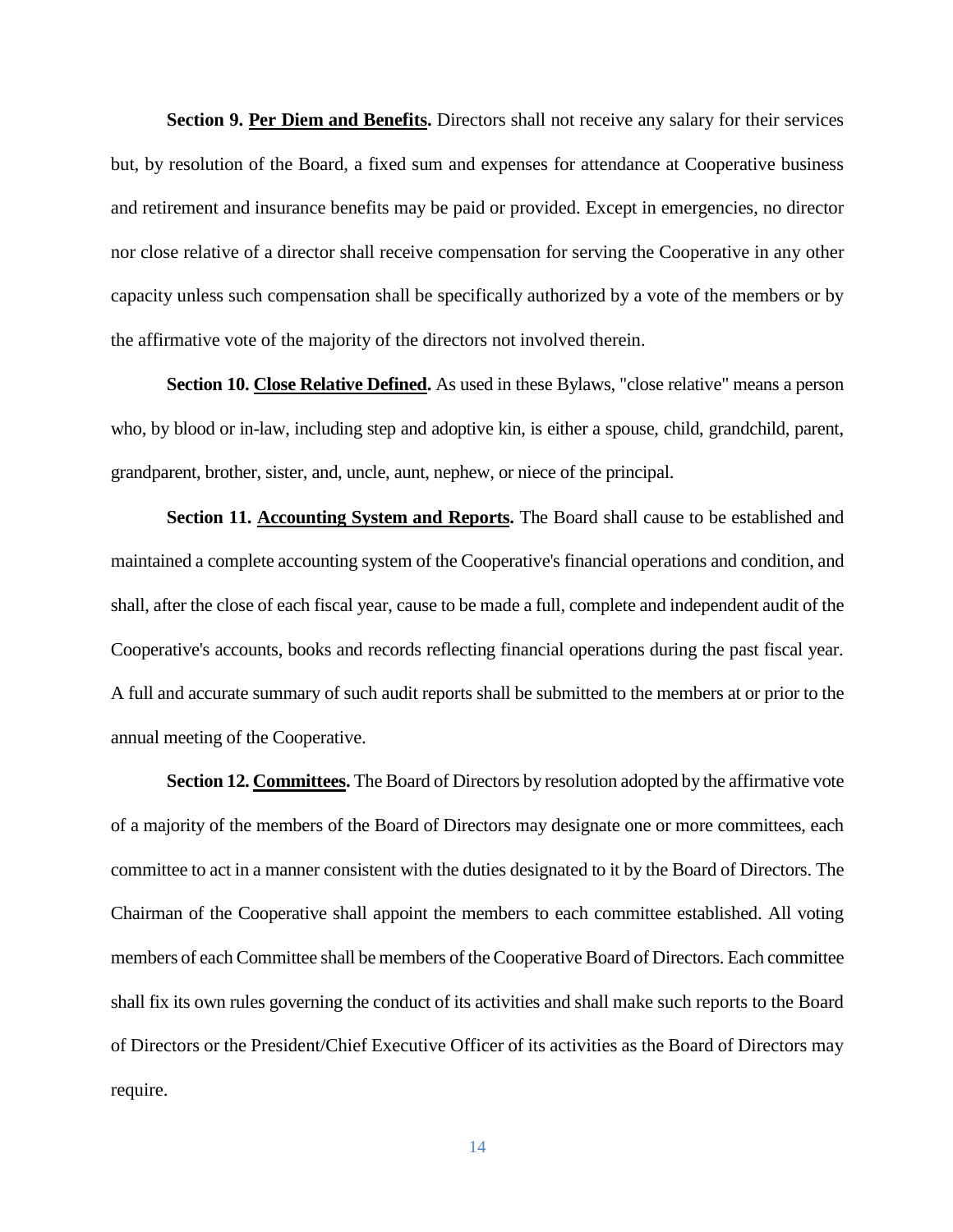**Section 9. <u>Per Diem and Benefits</u>.** Directors shall not receive any salary for their services but, by resolution of the Board, a fixed sum and expenses for attendance at Cooperative business and retirement and insurance benefits may be paid or provided. Except in emergencies, no director nor close relative of a director shall receive compensation for serving the Cooperative in any other capacity unless such compensation shall be specifically authorized by a vote of the members or by the affirmative vote of the majority of the directors not involved therein.

**Section 10. <u>Close Relative Defined</u>.** As used in these Bylaws, "close relative" means a person who, by blood or in-law, including step and adoptive kin, is either a spouse, child, grandchild, parent, grandparent, brother, sister, and, uncle, aunt, nephew, or niece of the principal.

**Section 11. <u>Accounting System and Reports</u>.** The Board shall cause to be established and maintained a complete accounting system of the Cooperative's financial operations and condition, and shall, after the close of each fiscal year, cause to be made a full, complete and independent audit of the Cooperative's accounts, books and records reflecting financial operations during the past fiscal year. A full and accurate summary of such audit reports shall be submitted to the members at or prior to the annual meeting of the Cooperative.

**Section 12. <u>Committees</u>.** The Board of Directors by resolution adopted by the affirmative vote of a majority of the members of the Board of Directors may designate one or more committees, each committee to act in a manner consistent with the duties designated to it by the Board of Directors. The Chairman of the Cooperative shall appoint the members to each committee established. All voting members of each Committee shall be members of the Cooperative Board of Directors. Each committee shall fix its own rules governing the conduct of its activities and shall make such reports to the Board of Directors or the President/Chief Executive Officer of its activities as the Board of Directors may require.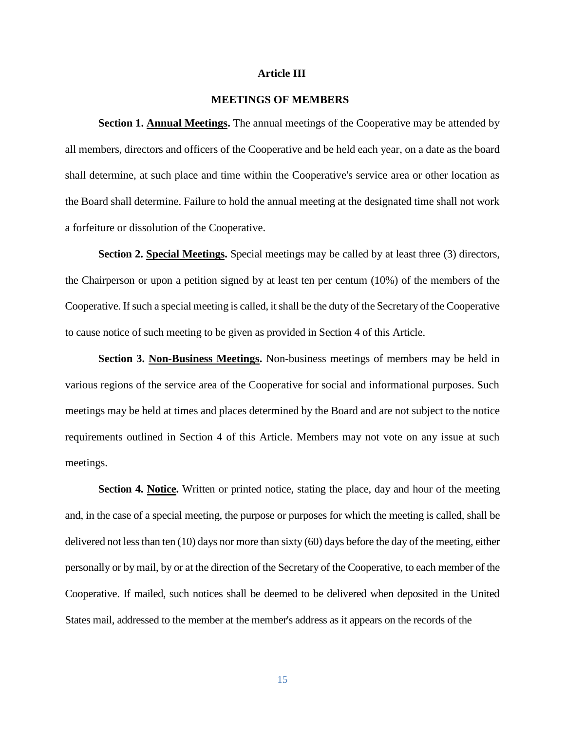## Article III

## MEETINGS OF MEMBERS

**Section 1. <u>Annual Meetings</u>.** The annual meetings of the Cooperative may be attended by all members, directors and officers of the Cooperative and be held each year, on a date as the board shall determine, at such place and time within the Cooperative's service area or other location as the Board shall determine. Failure to hold the annual meeting at the designated time shall not work a forfeiture or dissolution of the Cooperative.

**Section 2. <u>Special Meetings</u>.** Special meetings may be called by at least three (3) directors, the Chairperson or upon a petition signed by at least ten per centum (10%) of the members of the Cooperative. If such a special meeting is called, it shall be the duty of the Secretary of the Cooperative to cause notice of such meeting to be given as provided in Section 4 of this Article.

**Section 3. <u>Non-Business Meetings</u>.** Non-business meetings of members may be held in various regions of the service area of the Cooperative for social and informational purposes. Such meetings may be held at times and places determined by the Board and are not subject to the notice requirements outlined in Section 4 of this Article. Members may not vote on any issue at such meetings.

**Section 4. <u>Notice</u>.** Written or printed notice, stating the place, day and hour of the meeting and, in the case of a special meeting, the purpose or purposes for which the meeting is called, shall be delivered not less than ten (10) days nor more than sixty (60) days before the day of the meeting, either personally or by mail, by or at the direction of the Secretary of the Cooperative, to each member of the Cooperative. If mailed, such notices shall be deemed to be delivered when deposited in the United States mail, addressed to the member at the member's address as it appears on the records of the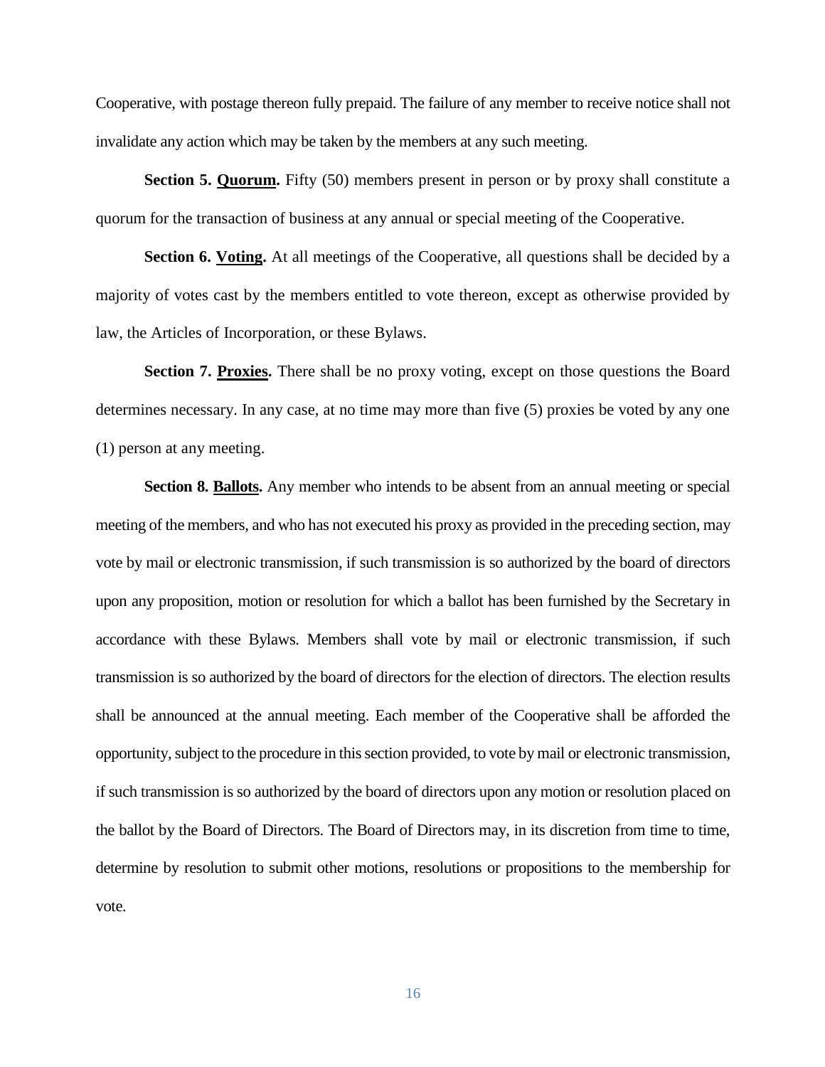Cooperative, with postage thereon fully prepaid. The failure of any member to receive notice shall not invalidate any action which may be taken by the members at any such meeting.

**Section 5. <u>Quorum</u>.** Fifty (50) members present in person or by proxy shall constitute a quorum for the transaction of business at any annual or special meeting of the Cooperative.

**Section 6. <u>Voting</u>.** At all meetings of the Cooperative, all questions shall be decided by a majority of votes cast by the members entitled to vote thereon, except as otherwise provided by law, the Articles of Incorporation, or these Bylaws.

**Section 7. <u>Proxies</u>.** There shall be no proxy voting, except on those questions the Board determines necessary. In any case, at no time may more than five (5) proxies be voted by any one (1) person at any meeting.

**Section 8. <u>Ballots</u>.** Any member who intends to be absent from an annual meeting or special meeting of the members, and who has not executed his proxy as provided in the preceding section, may vote by mail or electronic transmission, if such transmission is so authorized by the board of directors upon any proposition, motion or resolution for which a ballot has been furnished by the Secretary in accordance with these Bylaws. Members shall vote by mail or electronic transmission, if such transmission is so authorized by the board of directors for the election of directors. The election results shall be announced at the annual meeting. Each member of the Cooperative shall be afforded the opportunity, subject to the procedure in this section provided, to vote by mail or electronic transmission, if such transmission is so authorized by the board of directors upon any motion or resolution placed on the ballot by the Board of Directors. The Board of Directors may, in its discretion from time to time, determine by resolution to submit other motions, resolutions or propositions to the membership for vote.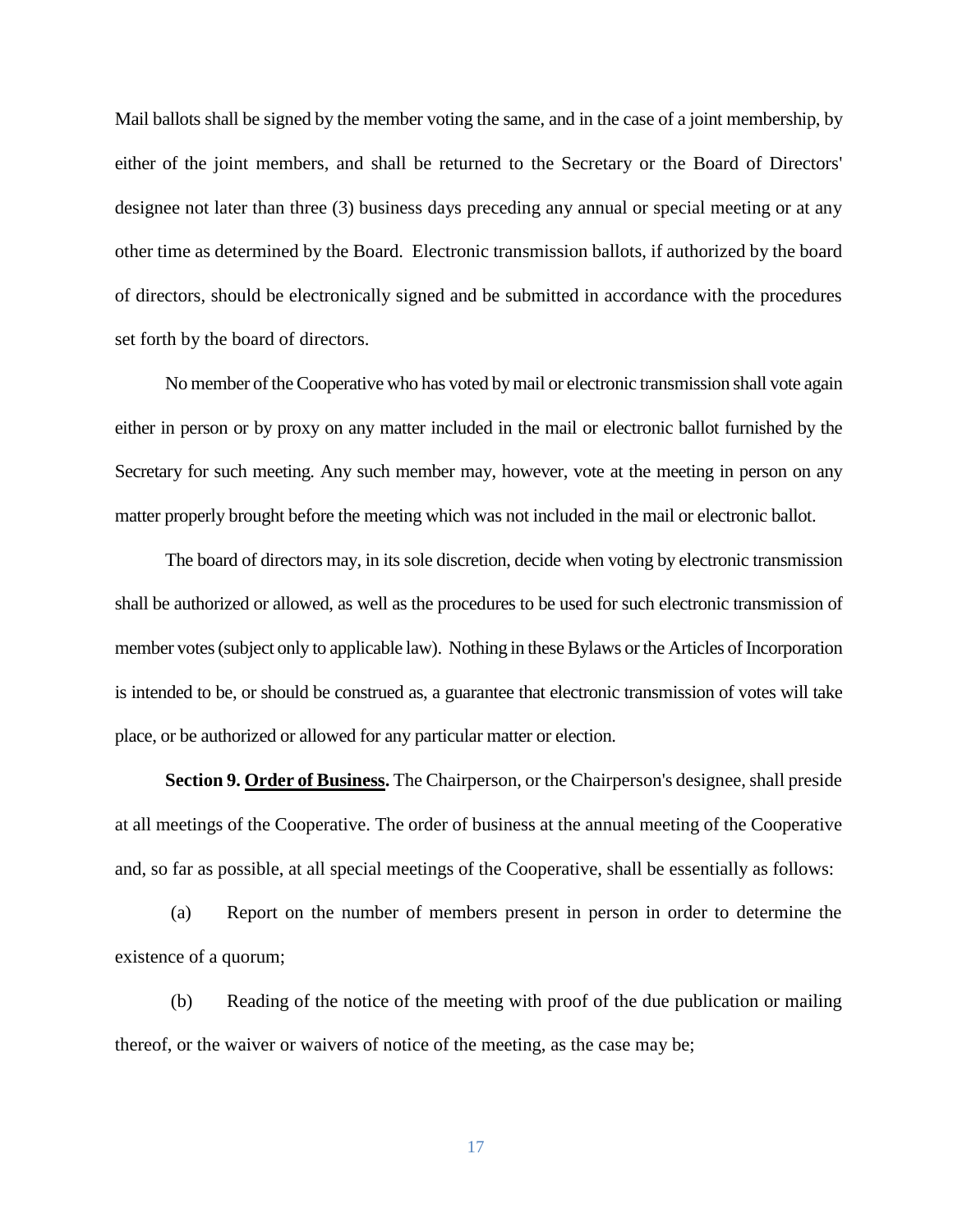Mail ballots shall be signed by the member voting the same, and in the case of a joint membership, by either of the joint members, and shall be returned to the Secretary or the Board of Directors' designee not later than three (3) business days preceding any annual or special meeting or at any other time as determined by the Board. Electronic transmission ballots, if authorized by the board of directors, should be electronically signed and be submitted in accordance with the procedures set forth by the board of directors.

No member of the Cooperative who has voted by mail or electronic transmission shall vote again either in person or by proxy on any matter included in the mail or electronic ballot furnished by the Secretary for such meeting. Any such member may, however, vote at the meeting in person on any matter properly brought before the meeting which was not included in the mail or electronic ballot.

The board of directors may, in its sole discretion, decide when voting by electronic transmission shall be authorized or allowed, as well as the procedures to be used for such electronic transmission of member votes (subject only to applicable law). Nothing in these Bylaws or the Articles of Incorporation is intended to be, or should be construed as, a guarantee that electronic transmission of votes will take place, or be authorized or allowed for any particular matter or election.

**Section 9. <u>Order of Business</u>.** The Chairperson, or the Chairperson's designee, shall preside at all meetings of the Cooperative. The order of business at the annual meeting of the Cooperative and, so far as possible, at all special meetings of the Cooperative, shall be essentially as follows:

(a) Report on the number of members present in person in order to determine the existence of a quorum;

(b) Reading of the notice of the meeting with proof of the due publication or mailing thereof, or the waiver or waivers of notice of the meeting, as the case may be;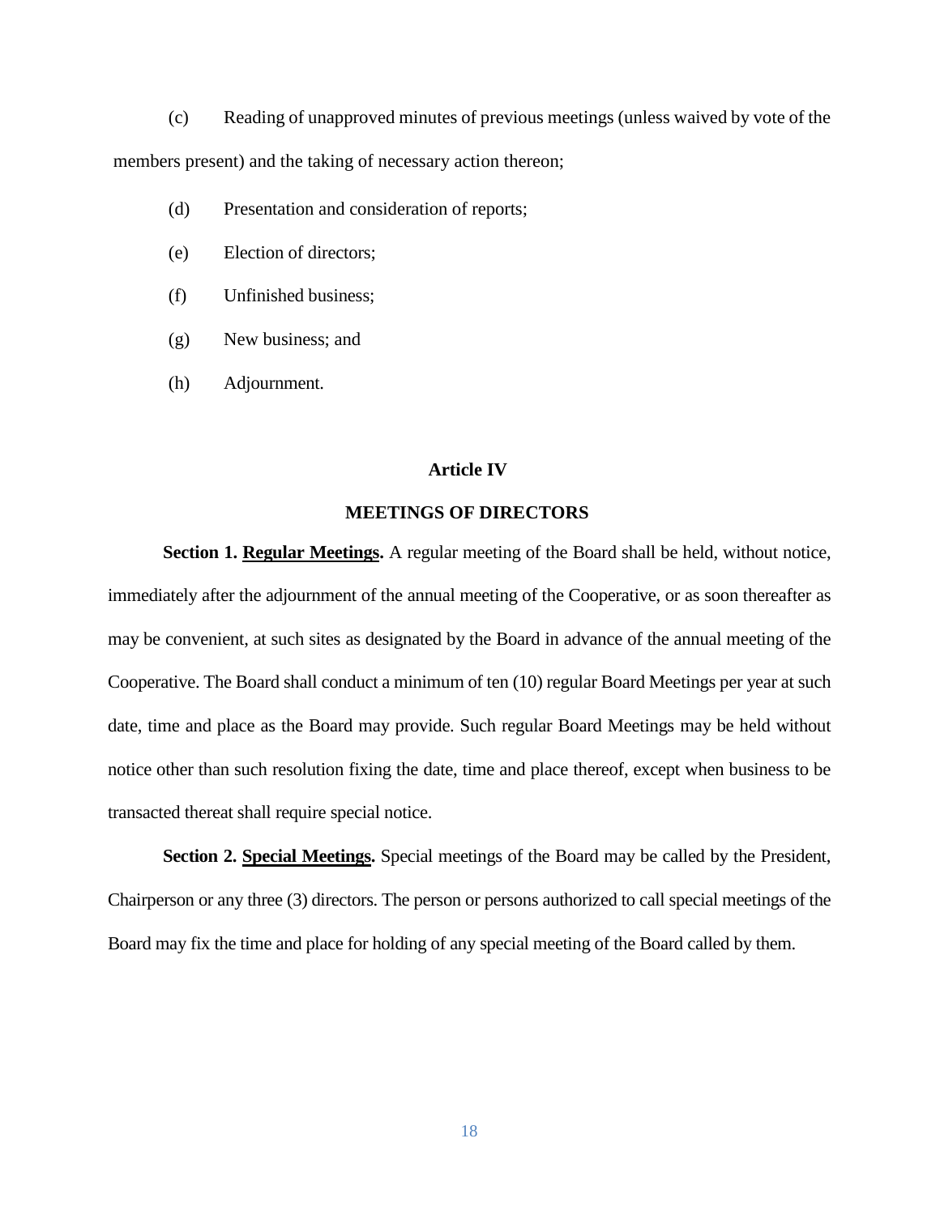(c) Reading of unapproved minutes of previous meetings (unless waived by vote of the members present) and the taking of necessary action thereon;

(d) Presentation and consideration of reports;

(e) Election of directors;

(f) Unfinished business;

(g) New business; and

(h) Adjournment.

## Article IV

## MEETINGS OF DIRECTORS

**Section 1. <u>Regular Meetings</u>.** A regular meeting of the Board shall be held, without notice, immediately after the adjournment of the annual meeting of the Cooperative, or as soon thereafter as may be convenient, at such sites as designated by the Board in advance of the annual meeting of the Cooperative. The Board shall conduct a minimum of ten (10) regular Board Meetings per year at such date, time and place as the Board may provide. Such regular Board Meetings may be held without notice other than such resolution fixing the date, time and place thereof, except when business to be transacted thereat shall require special notice.

**Section 2. <u>Special Meetings</u>.** Special meetings of the Board may be called by the President, Chairperson or any three (3) directors. The person or persons authorized to call special meetings of the Board may fix the time and place for holding of any special meeting of the Board called by them.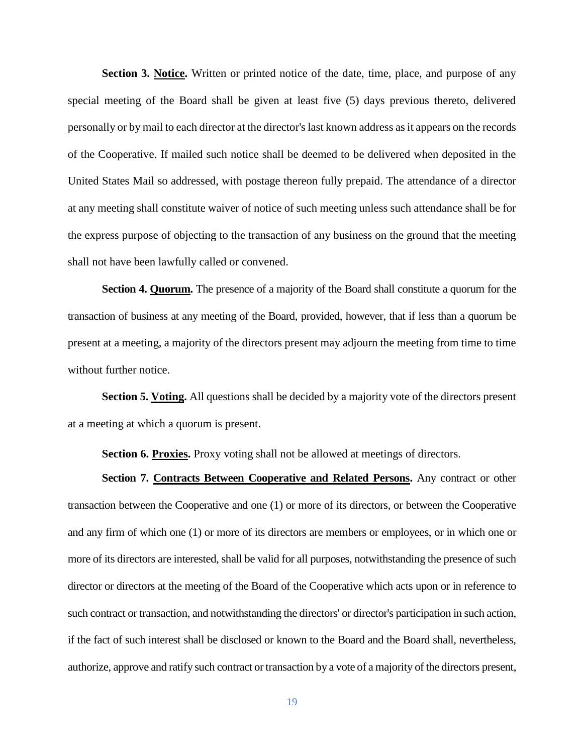**Section 3. <u>Notice</u>.** Written or printed notice of the date, time, place, and purpose of any special meeting of the Board shall be given at least five (5) days previous thereto, delivered personally or by mail to each director at the director's last known address as it appears on the records of the Cooperative. If mailed such notice shall be deemed to be delivered when deposited in the United States Mail so addressed, with postage thereon fully prepaid. The attendance of a director at any meeting shall constitute waiver of notice of such meeting unless such attendance shall be for the express purpose of objecting to the transaction of any business on the ground that the meeting shall not have been lawfully called or convened.

**Section 4. <u>Quorum</u>.** The presence of a majority of the Board shall constitute a quorum for the transaction of business at any meeting of the Board, provided, however, that if less than a quorum be present at a meeting, a majority of the directors present may adjourn the meeting from time to time without further notice.

**Section 5. <u>Voting</u>.** All questions shall be decided by a majority vote of the directors present at a meeting at which a quorum is present.

**Section 6. <u>Proxies</u>.** Proxy voting shall not be allowed at meetings of directors.

**Section 7. <u>Contracts Between Cooperative and Related Persons</u>.** Any contract or other transaction between the Cooperative and one (1) or more of its directors, or between the Cooperative and any firm of which one (1) or more of its directors are members or employees, or in which one or more of its directors are interested, shall be valid for all purposes, notwithstanding the presence of such director or directors at the meeting of the Board of the Cooperative which acts upon or in reference to such contract or transaction, and notwithstanding the directors' or director's participation in such action, if the fact of such interest shall be disclosed or known to the Board and the Board shall, nevertheless, authorize, approve and ratify such contract or transaction by a vote of a majority of the directors present,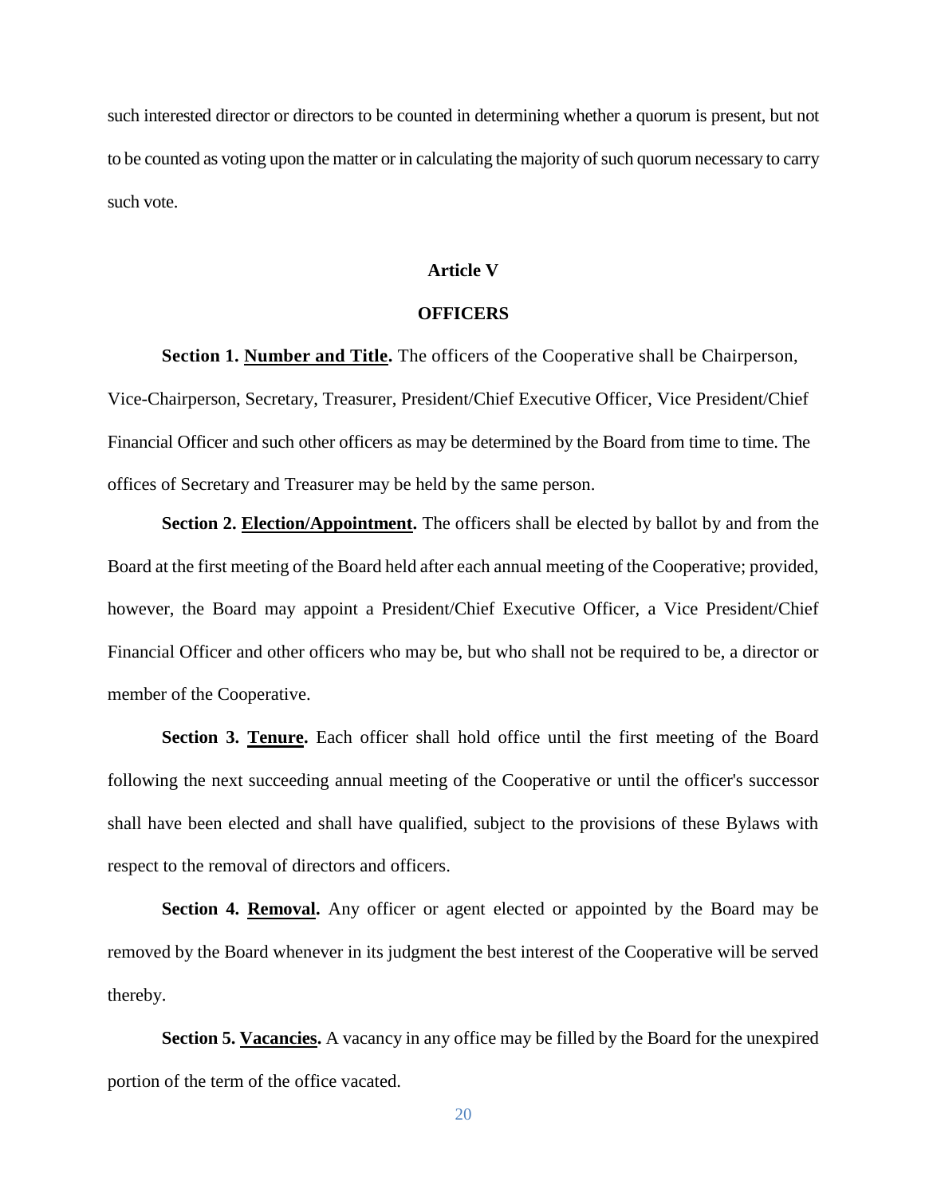such interested director or directors to be counted in determining whether a quorum is present, but not to be counted as voting upon the matter or in calculating the majority of such quorum necessary to carry such vote.

## Article V

## OFFICERS

**Section 1. Number and Title.** The officers of the Cooperative shall be Chairperson, Vice-Chairperson, Secretary, Treasurer, President/Chief Executive Officer, Vice President/Chief Financial Officer and such other officers as may be determined by the Board from time to time. The offices of Secretary and Treasurer may be held by the same person.

**Section 2. Election/Appointment.** The officers shall be elected by ballot by and from the Board at the first meeting of the Board held after each annual meeting of the Cooperative; provided, however, the Board may appoint a President/Chief Executive Officer, a Vice President/Chief Financial Officer and other officers who may be, but who shall not be required to be, a director or member of the Cooperative.

**Section 3. Tenure.** Each officer shall hold office until the first meeting of the Board following the next succeeding annual meeting of the Cooperative or until the officer's successor shall have been elected and shall have qualified, subject to the provisions of these Bylaws with respect to the removal of directors and officers.

**Section 4. Removal.** Any officer or agent elected or appointed by the Board may be removed by the Board whenever in its judgment the best interest of the Cooperative will be served thereby.

**Section 5. Vacancies.** A vacancy in any office may be filled by the Board for the unexpired portion of the term of the office vacated.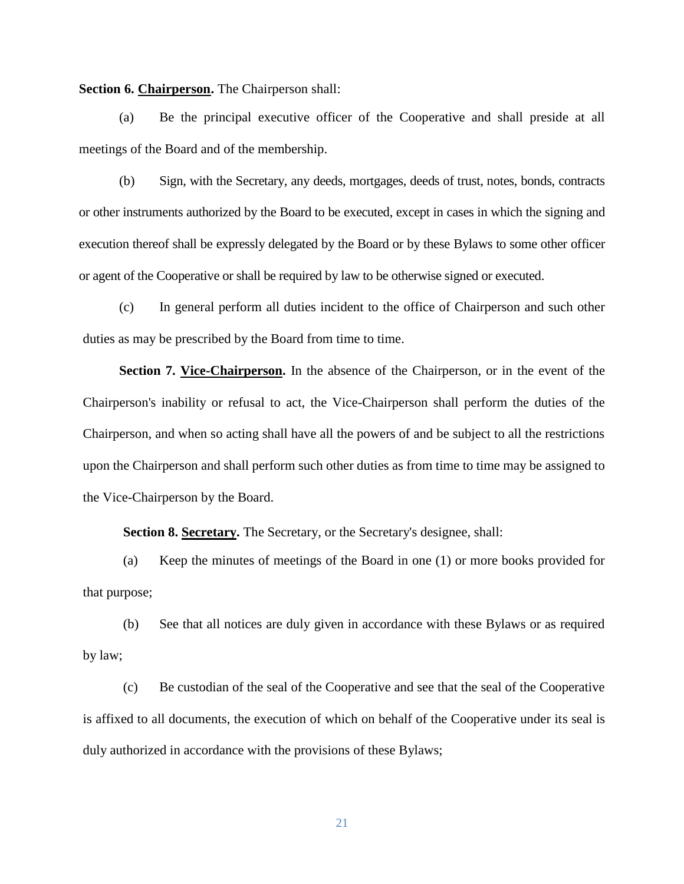**Section 6. <u>Chairperson</u>.** The Chairperson shall:

(a) Be the principal executive officer of the Cooperative and shall preside at all meetings of the Board and of the membership.

(b) Sign, with the Secretary, any deeds, mortgages, deeds of trust, notes, bonds, contracts or other instruments authorized by the Board to be executed, except in cases in which the signing and execution thereof shall be expressly delegated by the Board or by these Bylaws to some other officer or agent of the Cooperative or shall be required by law to be otherwise signed or executed.

(c) In general perform all duties incident to the office of Chairperson and such other duties as may be prescribed by the Board from time to time.

**Section 7. <u>Vice-Chairperson</u>.** In the absence of the Chairperson, or in the event of the Chairperson's inability or refusal to act, the Vice-Chairperson shall perform the duties of the Chairperson, and when so acting shall have all the powers of and be subject to all the restrictions upon the Chairperson and shall perform such other duties as from time to time may be assigned to the Vice-Chairperson by the Board.

**Section 8. <u>Secretary</u>.** The Secretary, or the Secretary's designee, shall:

(a) Keep the minutes of meetings of the Board in one (1) or more books provided for that purpose;

(b) See that all notices are duly given in accordance with these Bylaws or as required by law;

(c) Be custodian of the seal of the Cooperative and see that the seal of the Cooperative is affixed to all documents, the execution of which on behalf of the Cooperative under its seal is duly authorized in accordance with the provisions of these Bylaws;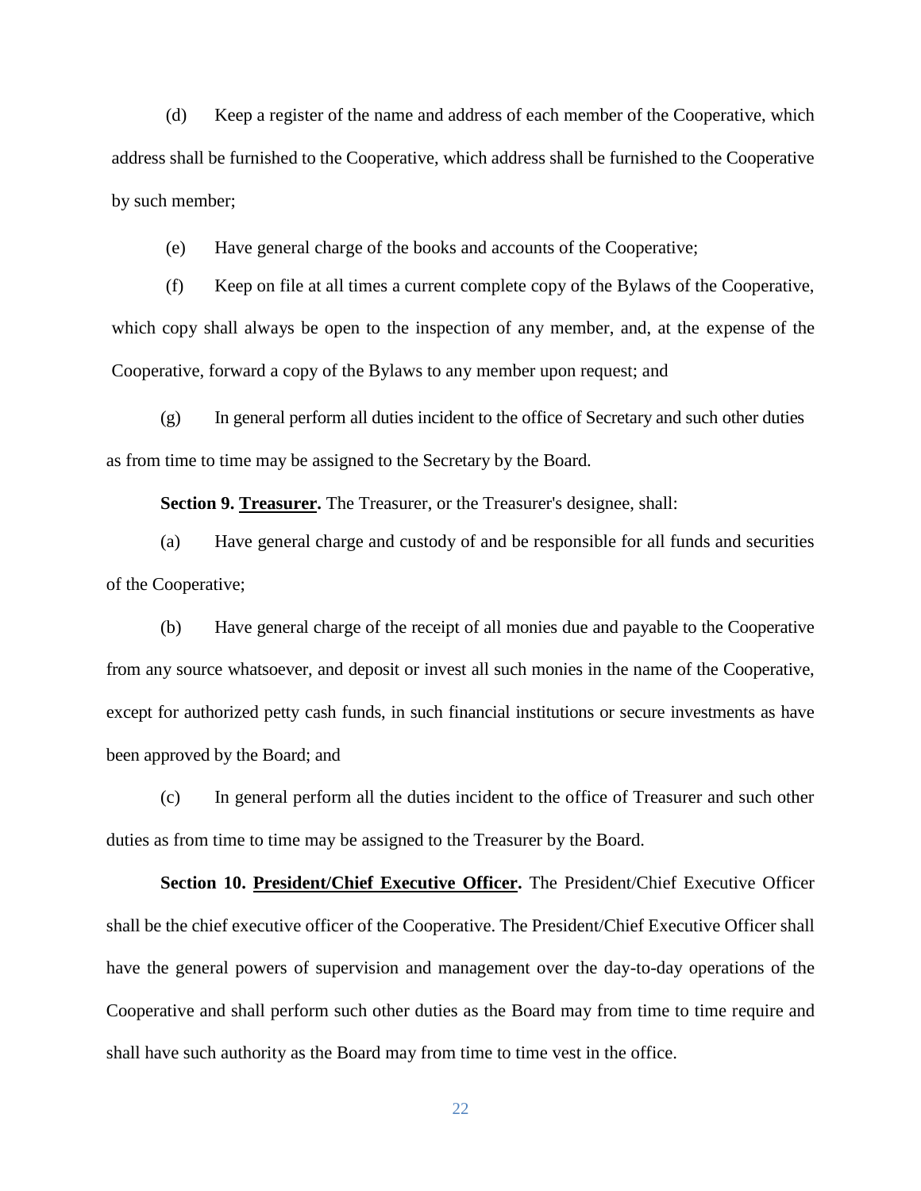(d) Keep a register of the name and address of each member of the Cooperative, which address shall be furnished to the Cooperative, which address shall be furnished to the Cooperative by such member;

(e) Have general charge of the books and accounts of the Cooperative;

(f) Keep on file at all times a current complete copy of the Bylaws of the Cooperative, which copy shall always be open to the inspection of any member, and, at the expense of the Cooperative, forward a copy of the Bylaws to any member upon request; and

(g) In general perform all duties incident to the office of Secretary and such other duties as from time to time may be assigned to the Secretary by the Board.

**Section 9. Treasurer.** The Treasurer, or the Treasurer's designee, shall:

(a) Have general charge and custody of and be responsible for all funds and securities of the Cooperative;

(b) Have general charge of the receipt of all monies due and payable to the Cooperative from any source whatsoever, and deposit or invest all such monies in the name of the Cooperative, except for authorized petty cash funds, in such financial institutions or secure investments as have been approved by the Board; and

(c) In general perform all the duties incident to the office of Treasurer and such other duties as from time to time may be assigned to the Treasurer by the Board.

**Section 10. President/Chief Executive Officer.** The President/Chief Executive Officer shall be the chief executive officer of the Cooperative. The President/Chief Executive Officer shall have the general powers of supervision and management over the day-to-day operations of the Cooperative and shall perform such other duties as the Board may from time to time require and shall have such authority as the Board may from time to time vest in the office.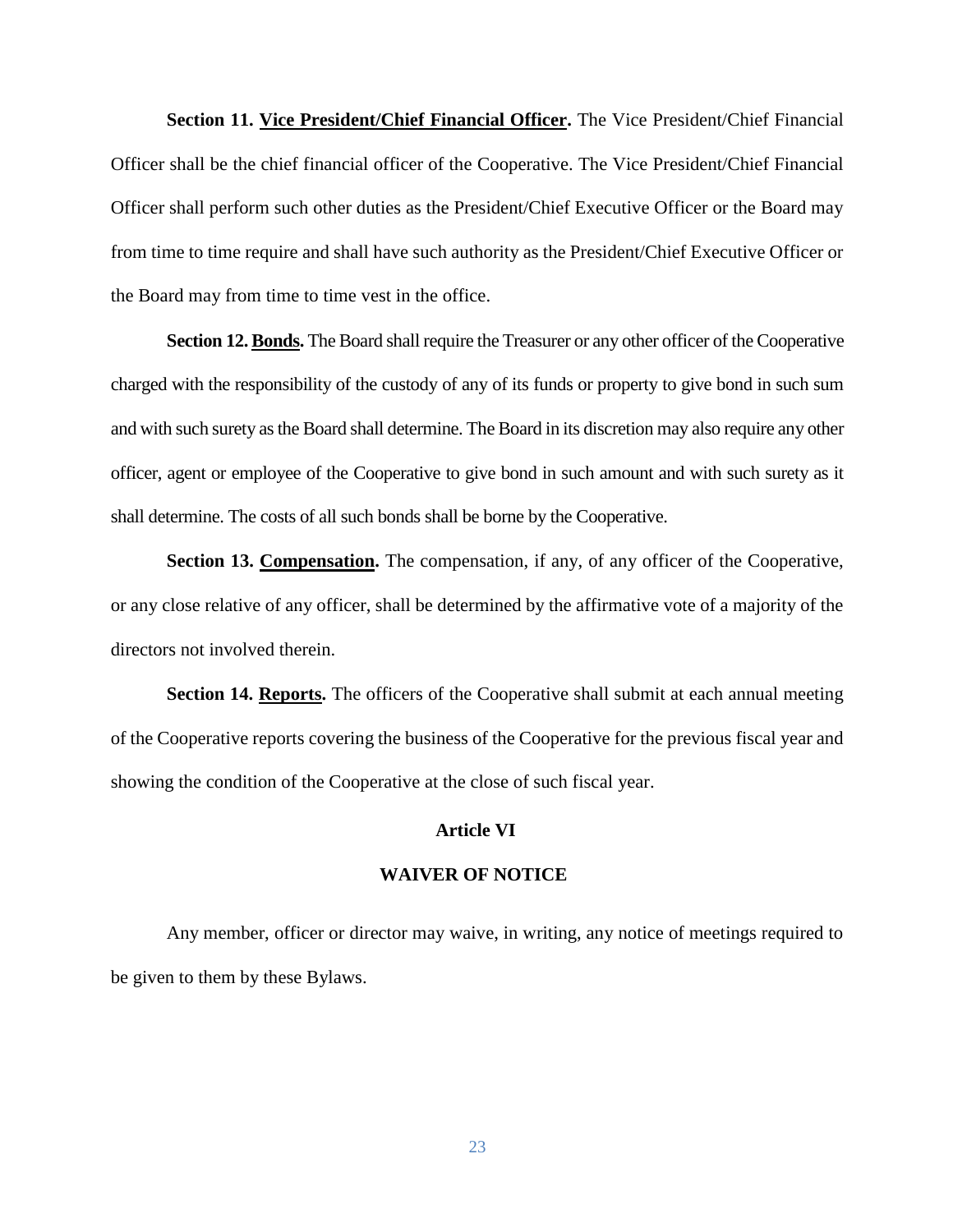**Section 11. Vice President/Chief Financial Officer.** The Vice President/Chief Financial Officer shall be the chief financial officer of the Cooperative. The Vice President/Chief Financial Officer shall perform such other duties as the President/Chief Executive Officer or the Board may from time to time require and shall have such authority as the President/Chief Executive Officer or the Board may from time to time vest in the office.

**Section 12. Bonds.** The Board shall require the Treasurer or any other officer of the Cooperative charged with the responsibility of the custody of any of its funds or property to give bond in such sum and with such surety as the Board shall determine. The Board in its discretion may also require any other officer, agent or employee of the Cooperative to give bond in such amount and with such surety as it shall determine. The costs of all such bonds shall be borne by the Cooperative.

**Section 13. Compensation.** The compensation, if any, of any officer of the Cooperative, or any close relative of any officer, shall be determined by the affirmative vote of a majority of the directors not involved therein.

**Section 14. Reports.** The officers of the Cooperative shall submit at each annual meeting of the Cooperative reports covering the business of the Cooperative for the previous fiscal year and showing the condition of the Cooperative at the close of such fiscal year.

## Article VI

## WAIVER OF NOTICE

Any member, officer or director may waive, in writing, any notice of meetings required to be given to them by these Bylaws.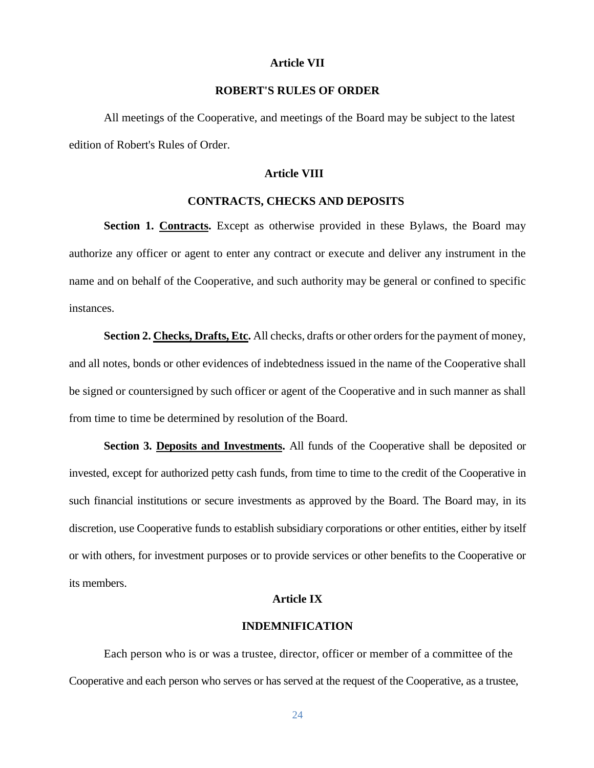## Article VII

## ROBERT'S RULES OF ORDER

All meetings of the Cooperative, and meetings of the Board may be subject to the latest edition of Robert's Rules of Order.

## Article VIII

## CONTRACTS, CHECKS AND DEPOSITS

**Section 1. Contracts.** Except as otherwise provided in these Bylaws, the Board may authorize any officer or agent to enter any contract or execute and deliver any instrument in the name and on behalf of the Cooperative, and such authority may be general or confined to specific instances.

**Section 2. Checks, Drafts, Etc.** All checks, drafts or other orders for the payment of money, and all notes, bonds or other evidences of indebtedness issued in the name of the Cooperative shall be signed or countersigned by such officer or agent of the Cooperative and in such manner as shall from time to time be determined by resolution of the Board.

**Section 3. Deposits and Investments.** All funds of the Cooperative shall be deposited or invested, except for authorized petty cash funds, from time to time to the credit of the Cooperative in such financial institutions or secure investments as approved by the Board. The Board may, in its discretion, use Cooperative funds to establish subsidiary corporations or other entities, either by itself or with others, for investment purposes or to provide services or other benefits to the Cooperative or its members.

## Article IX

## INDEMNIFICATION

Each person who is or was a trustee, director, officer or member of a committee of the Cooperative and each person who serves or has served at the request of the Cooperative, as a trustee,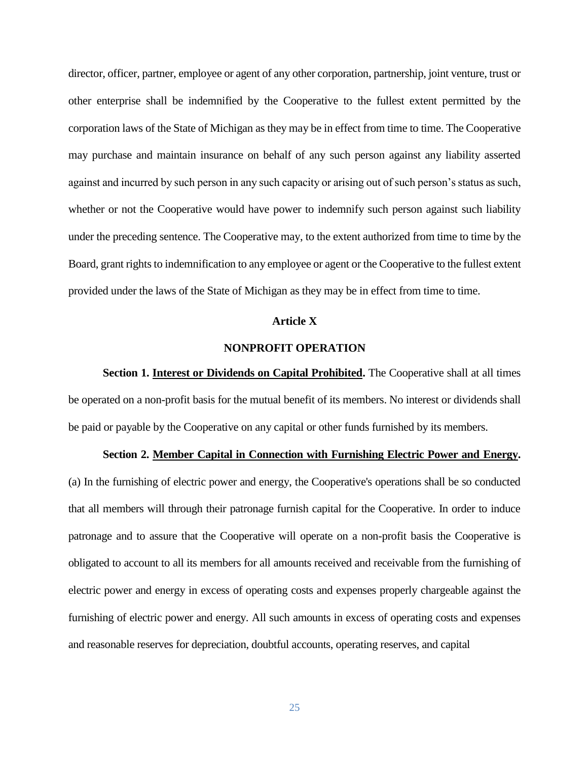director, officer, partner, employee or agent of any other corporation, partnership, joint venture, trust or other enterprise shall be indemnified by the Cooperative to the fullest extent permitted by the corporation laws of the State of Michigan as they may be in effect from time to time. The Cooperative may purchase and maintain insurance on behalf of any such person against any liability asserted against and incurred by such person in any such capacity or arising out of such person's status as such, whether or not the Cooperative would have power to indemnify such person against such liability under the preceding sentence. The Cooperative may, to the extent authorized from time to time by the Board, grant rights to indemnification to any employee or agent or the Cooperative to the fullest extent provided under the laws of the State of Michigan as they may be in effect from time to time.

## Article X

## NONPROFIT OPERATION

**Section 1. <u>Interest or Dividends on Capital Prohibited</u>.** The Cooperative shall at all times be operated on a non-profit basis for the mutual benefit of its members. No interest or dividends shall be paid or payable by the Cooperative on any capital or other funds furnished by its members.

**Section 2. <u>Member Capital in Connection with Furnishing Electric Power and Energy</u>.** (a) In the furnishing of electric power and energy, the Cooperative's operations shall be so conducted that all members will through their patronage furnish capital for the Cooperative. In order to induce patronage and to assure that the Cooperative will operate on a non-profit basis the Cooperative is obligated to account to all its members for all amounts received and receivable from the furnishing of electric power and energy in excess of operating costs and expenses properly chargeable against the furnishing of electric power and energy. All such amounts in excess of operating costs and expenses and reasonable reserves for depreciation, doubtful accounts, operating reserves, and capital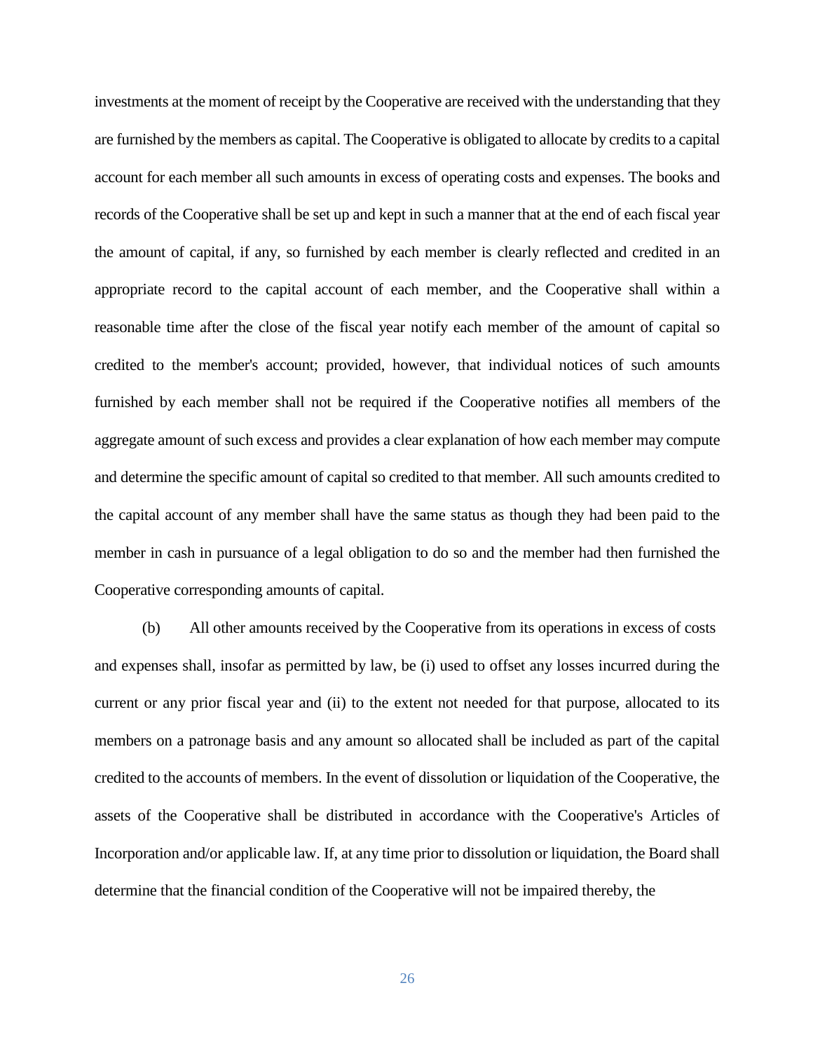investments at the moment of receipt by the Cooperative are received with the understanding that they are furnished by the members as capital. The Cooperative is obligated to allocate by credits to a capital account for each member all such amounts in excess of operating costs and expenses. The books and records of the Cooperative shall be set up and kept in such a manner that at the end of each fiscal year the amount of capital, if any, so furnished by each member is clearly reflected and credited in an appropriate record to the capital account of each member, and the Cooperative shall within a reasonable time after the close of the fiscal year notify each member of the amount of capital so credited to the member's account; provided, however, that individual notices of such amounts furnished by each member shall not be required if the Cooperative notifies all members of the aggregate amount of such excess and provides a clear explanation of how each member may compute and determine the specific amount of capital so credited to that member. All such amounts credited to the capital account of any member shall have the same status as though they had been paid to the member in cash in pursuance of a legal obligation to do so and the member had then furnished the Cooperative corresponding amounts of capital.

(b) All other amounts received by the Cooperative from its operations in excess of costs and expenses shall, insofar as permitted by law, be (i) used to offset any losses incurred during the current or any prior fiscal year and (ii) to the extent not needed for that purpose, allocated to its members on a patronage basis and any amount so allocated shall be included as part of the capital credited to the accounts of members. In the event of dissolution or liquidation of the Cooperative, the assets of the Cooperative shall be distributed in accordance with the Cooperative's Articles of Incorporation and/or applicable law. If, at any time prior to dissolution or liquidation, the Board shall determine that the financial condition of the Cooperative will not be impaired thereby, the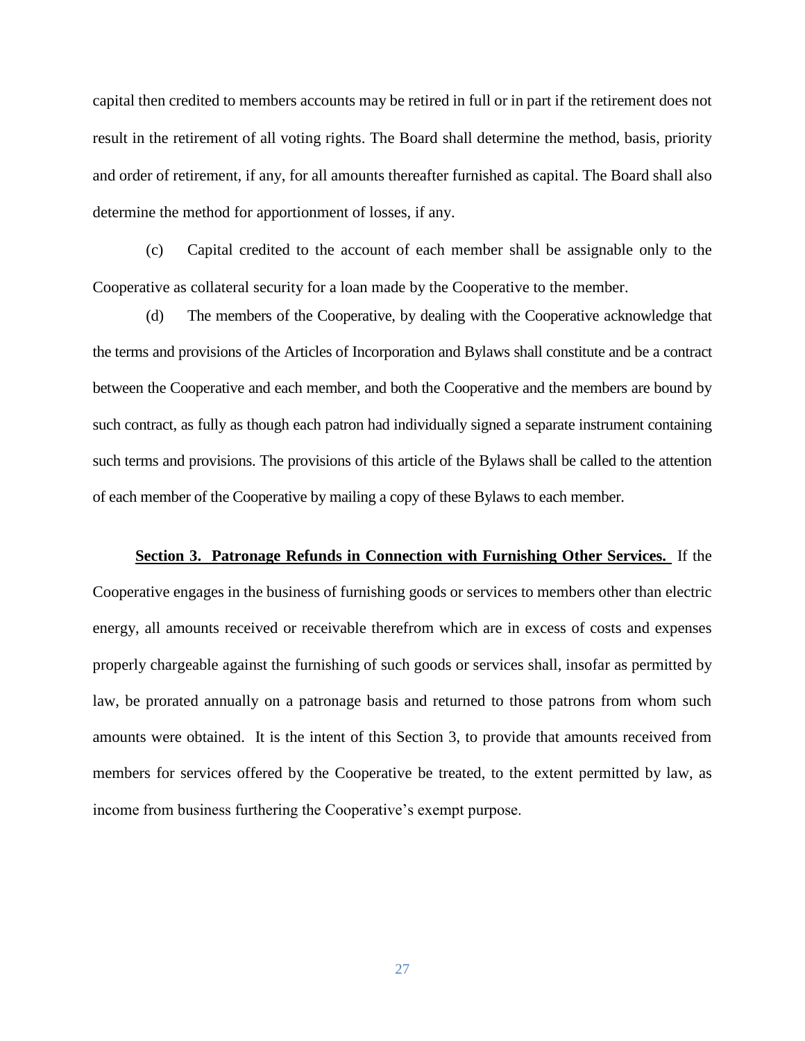capital then credited to members accounts may be retired in full or in part if the retirement does not result in the retirement of all voting rights. The Board shall determine the method, basis, priority and order of retirement, if any, for all amounts thereafter furnished as capital. The Board shall also determine the method for apportionment of losses, if any.

(c) Capital credited to the account of each member shall be assignable only to the Cooperative as collateral security for a loan made by the Cooperative to the member.

(d) The members of the Cooperative, by dealing with the Cooperative acknowledge that the terms and provisions of the Articles of Incorporation and Bylaws shall constitute and be a contract between the Cooperative and each member, and both the Cooperative and the members are bound by such contract, as fully as though each patron had individually signed a separate instrument containing such terms and provisions. The provisions of this article of the Bylaws shall be called to the attention of each member of the Cooperative by mailing a copy of these Bylaws to each member.

**Section 3. Patronage Refunds in Connection with Furnishing Other Services.** If the Cooperative engages in the business of furnishing goods or services to members other than electric energy, all amounts received or receivable therefrom which are in excess of costs and expenses properly chargeable against the furnishing of such goods or services shall, insofar as permitted by law, be prorated annually on a patronage basis and returned to those patrons from whom such amounts were obtained. It is the intent of this Section 3, to provide that amounts received from members for services offered by the Cooperative be treated, to the extent permitted by law, as income from business furthering the Cooperative's exempt purpose.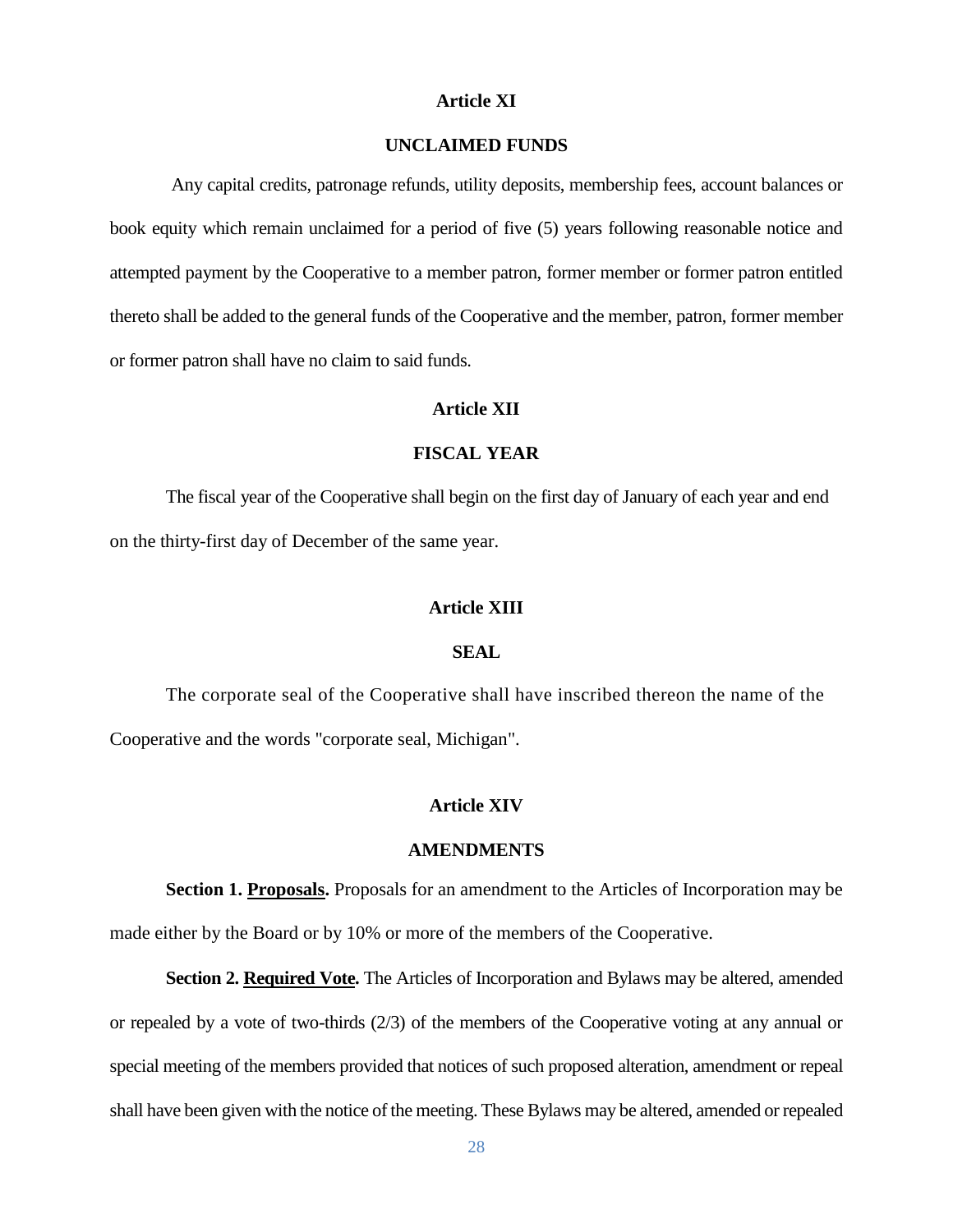## Article XI

## UNCLAIMED FUNDS

Any capital credits, patronage refunds, utility deposits, membership fees, account balances or book equity which remain unclaimed for a period of five (5) years following reasonable notice and attempted payment by the Cooperative to a member patron, former member or former patron entitled thereto shall be added to the general funds of the Cooperative and the member, patron, former member or former patron shall have no claim to said funds.

## Article XII

## FISCAL YEAR

The fiscal year of the Cooperative shall begin on the first day of January of each year and end on the thirty-first day of December of the same year.

## Article XIII

## SEAL

The corporate seal of the Cooperative shall have inscribed thereon the name of the Cooperative and the words "corporate seal, Michigan".

## Article XIV

## AMENDMENTS

**Section 1. <u>Proposals</u>.** Proposals for an amendment to the Articles of Incorporation may be made either by the Board or by 10% or more of the members of the Cooperative.

**Section 2. <u>Required Vote</u>.** The Articles of Incorporation and Bylaws may be altered, amended or repealed by a vote of two-thirds (2/3) of the members of the Cooperative voting at any annual or special meeting of the members provided that notices of such proposed alteration, amendment or repeal shall have been given with the notice of the meeting. These Bylaws may be altered, amended or repealed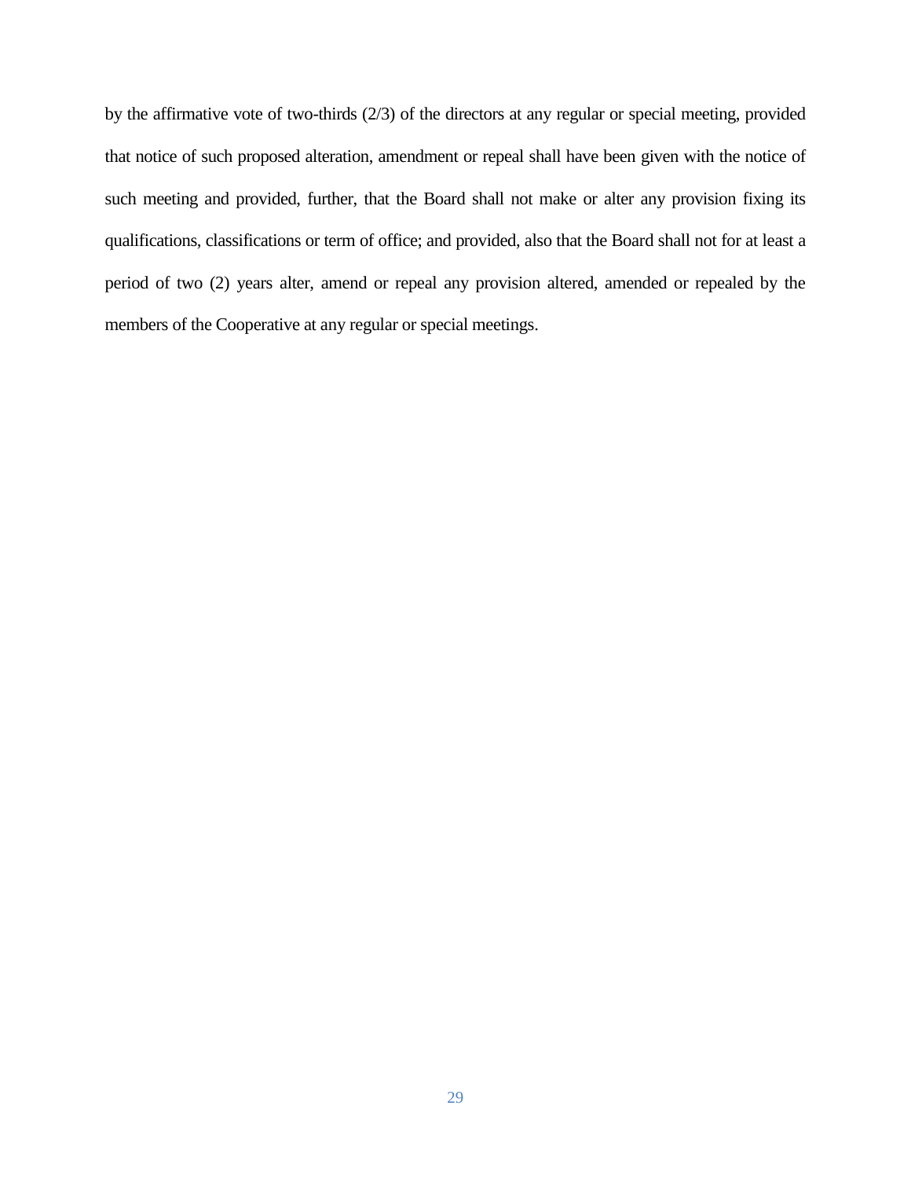by the affirmative vote of two-thirds (2/3) of the directors at any regular or special meeting, provided that notice of such proposed alteration, amendment or repeal shall have been given with the notice of such meeting and provided, further, that the Board shall not make or alter any provision fixing its qualifications, classifications or term of office; and provided, also that the Board shall not for at least a period of two (2) years alter, amend or repeal any provision altered, amended or repealed by the members of the Cooperative at any regular or special meetings.